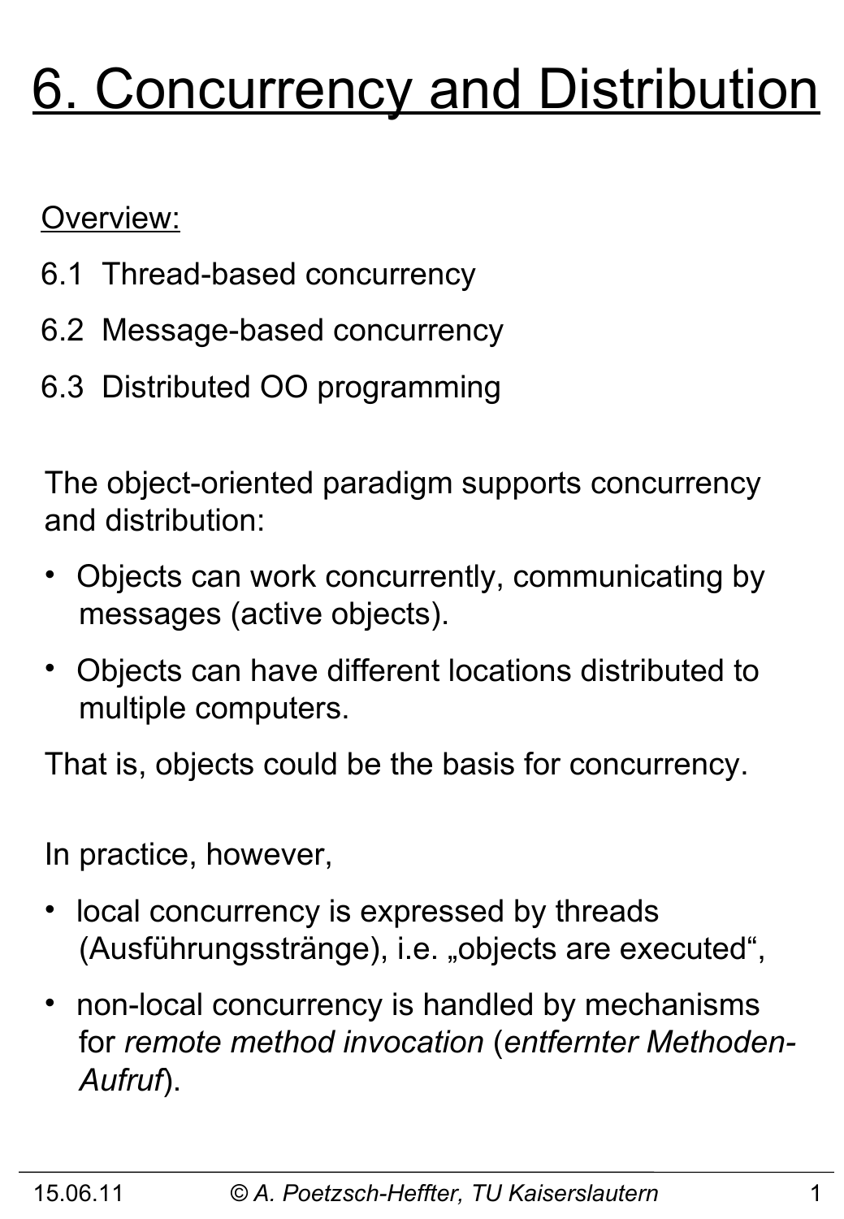# 6. Concurrency and Distribution

Overview:

6.1 Thread-based concurrency

6.2 Message-based concurrency

6.3 Distributed OO programming

The object-oriented paradigm supports concurrency and distribution:

- Objects can work concurrently, communicating by messages (active objects).
- Objects can have different locations distributed to multiple computers.

That is, objects could be the basis for concurrency.

In practice, however,

- local concurrency is expressed by threads (Ausführungsstränge), i.e. „objects are executed",
- non-local concurrency is handled by mechanisms for *remote method invocation* (*entfernter Methoden-Aufruf*).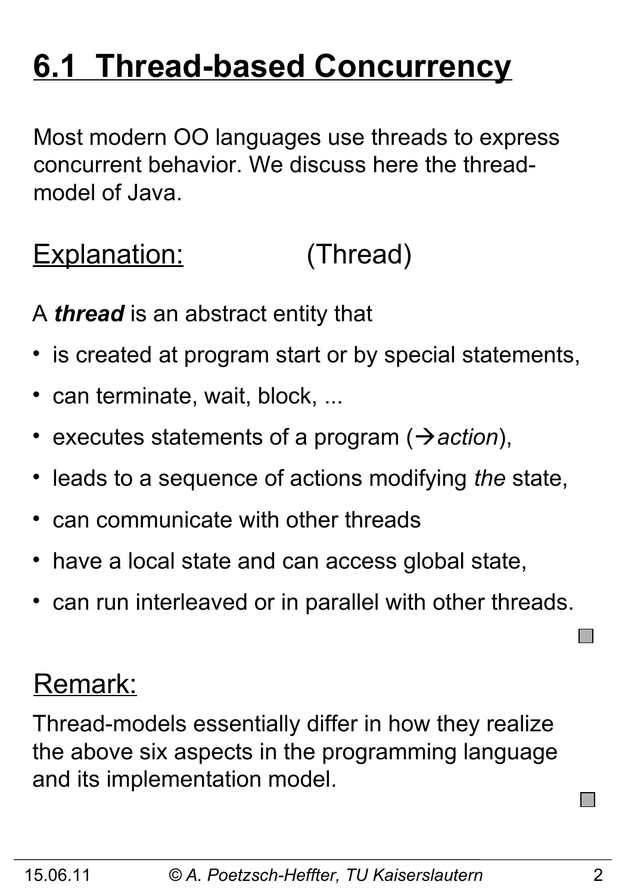# 6.1 Thread-based Concurrency

Most modern OO languages use threads to express concurrent behavior. We discuss here the thread-model of Java.

## Explanation: (Thread)

A ***thread*** is an abstract entity that

- is created at program start or by special statements,
- can terminate, wait, block, ...
- executes statements of a program (→*action*),
- leads to a sequence of actions modifying *the* state,
- can communicate with other threads
- have a local state and can access global state,
- can run interleaved or in parallel with other threads.

## Remark:

Thread-models essentially differ in how they realize the above six aspects in the programming language and its implementation model.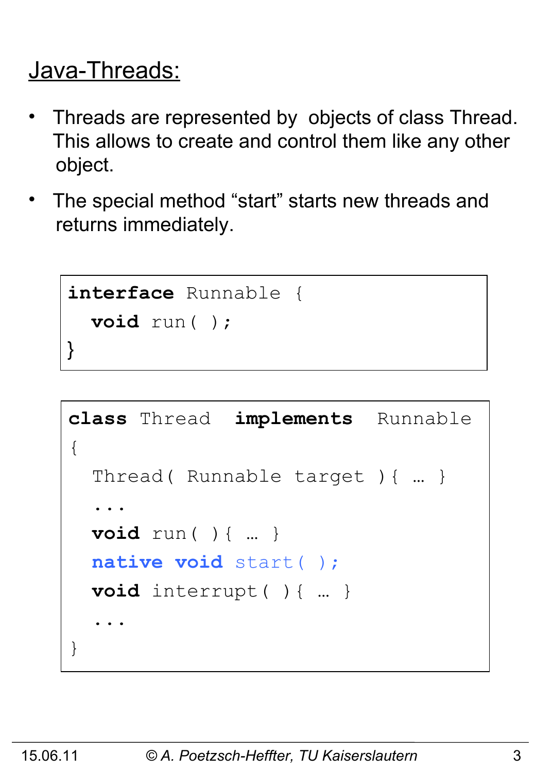# Java-Threads:

- Threads are represented by objects of class Thread. This allows to create and control them like any other object.
- The special method “start” starts new threads and returns immediately.

```
interface Runnable {
  void run( );
}
```

```
class Thread  implements  Runnable
{
  Thread( Runnable target ){ … }
  ...
  void run( ){ … }
  native void start( );
  void interrupt( ){ … }
  ...
}
```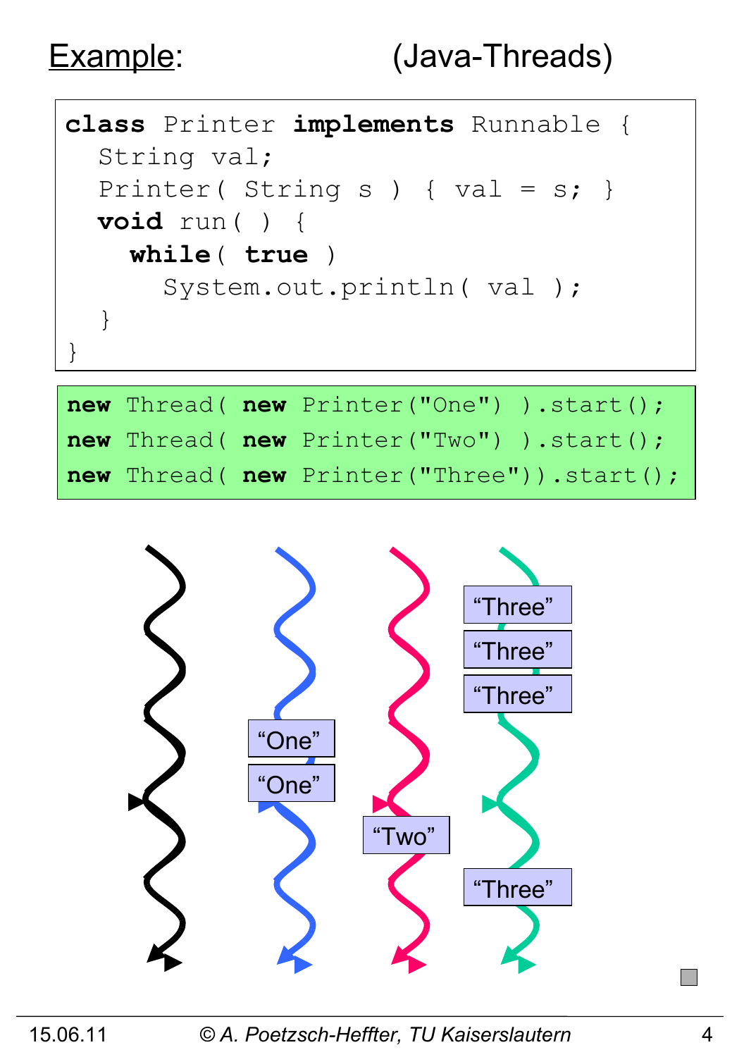# Example: (Java-Threads)

```
class Printer implements Runnable {
  String val;
  Printer( String s ) { val = s; }
  void run( ) {
    while( true )
      System.out.println( val );
  }
}
```

```
new Thread( new Printer("One") ).start();
new Thread( new Printer("Two") ).start();
new Thread( new Printer("Three")).start();
```

"Three"
"Three"
"Three"
"One"
"One"
"Two"
"Three"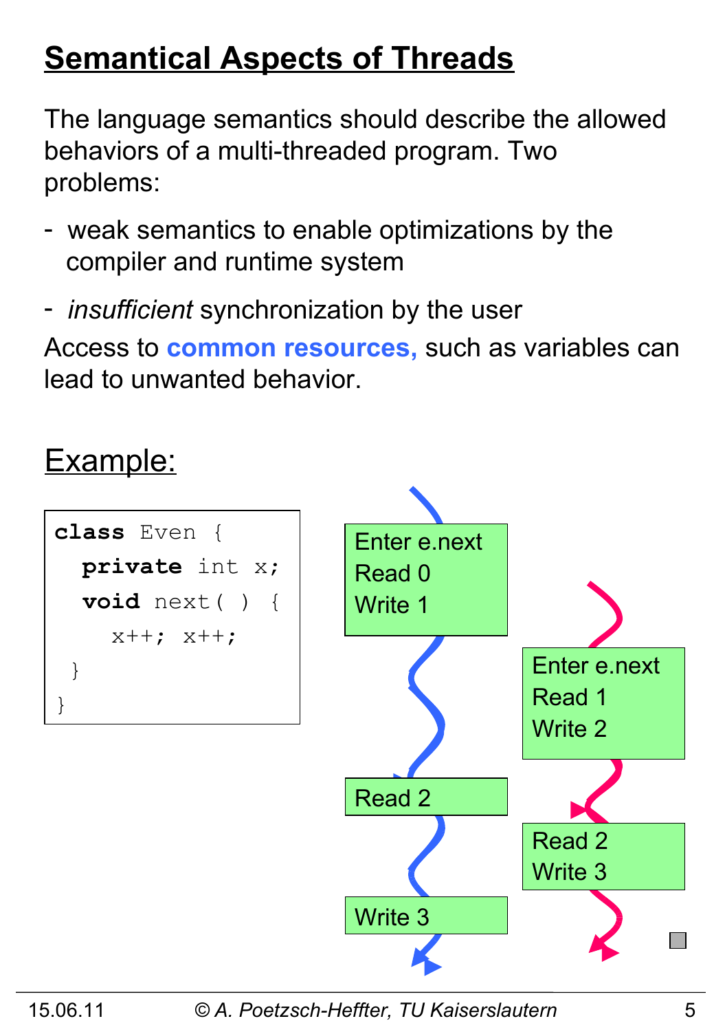# Semantical Aspects of Threads

The language semantics should describe the allowed behaviors of a multi-threaded program. Two problems:

- weak semantics to enable optimizations by the compiler and runtime system
- *insufficient* synchronization by the user

Access to **common resources,** such as variables can lead to unwanted behavior.

## Example:

```
class Even {
  private int x;
  void next( ) {
    x++; x++;
  }
}
```

Enter e.next
Read 0
Write 1

Enter e.next
Read 1
Write 2

Read 2

Read 2
Write 3

Write 3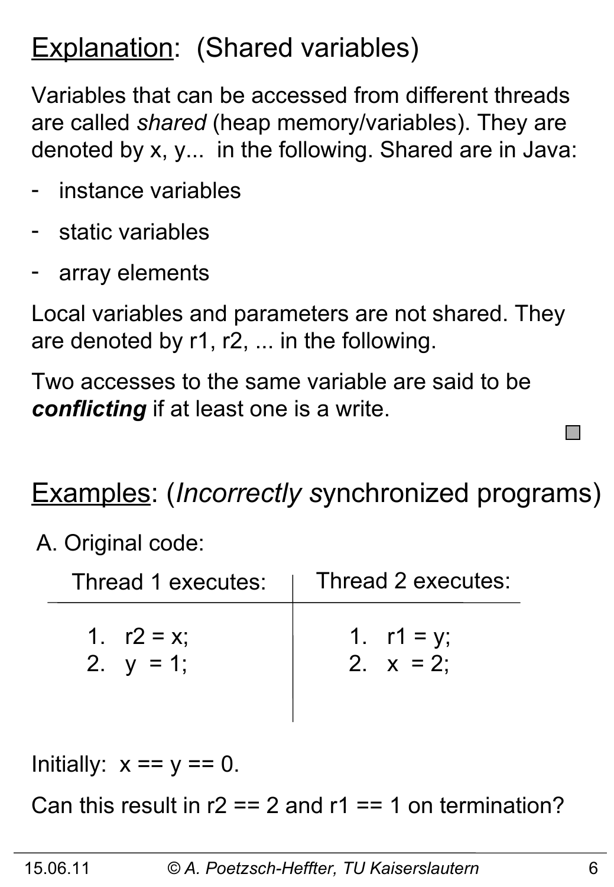## Explanation: (Shared variables)

Variables that can be accessed from different threads are called *shared* (heap memory/variables). They are denoted by x, y... in the following. Shared are in Java:

- instance variables
- static variables
- array elements

Local variables and parameters are not shared. They are denoted by r1, r2, ... in the following.

Two accesses to the same variable are said to be ***conflicting*** if at least one is a write.

## Examples: (*Incorrectly* synchronized programs)

A. Original code:

| Thread 1 executes: | Thread 2 executes: |
|---|---|
| 1. r2 = x; | 1. r1 = y; |
| 2. y = 1; | 2. x = 2; |

Initially: x == y == 0.

Can this result in r2 == 2 and r1 == 1 on termination?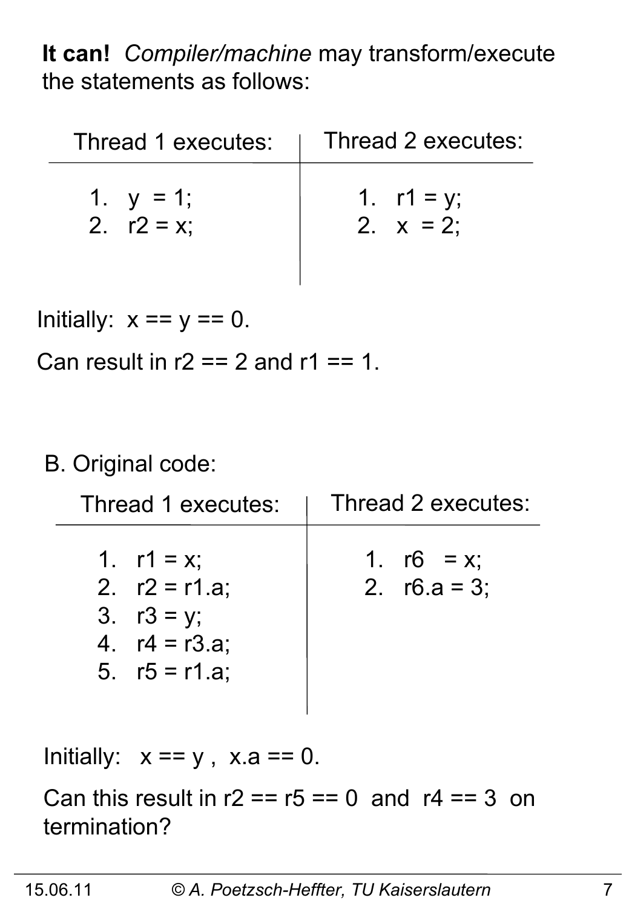**It can!** *Compiler/machine* may transform/execute the statements as follows:

| Thread 1 executes: | Thread 2 executes: |
|---|---|
| 1. y = 1;<br>2. r2 = x; | 1. r1 = y;<br>2. x = 2; |

Initially: x == y == 0.

Can result in r2 == 2 and r1 == 1.

B. Original code:

| Thread 1 executes: | Thread 2 executes: |
|---|---|
| 1. r1 = x;<br>2. r2 = r1.a;<br>3. r3 = y;<br>4. r4 = r3.a;<br>5. r5 = r1.a; | 1. r6 = x;<br>2. r6.a = 3; |

Initially: x == y , x.a == 0.

Can this result in r2 == r5 == 0 and r4 == 3 on termination?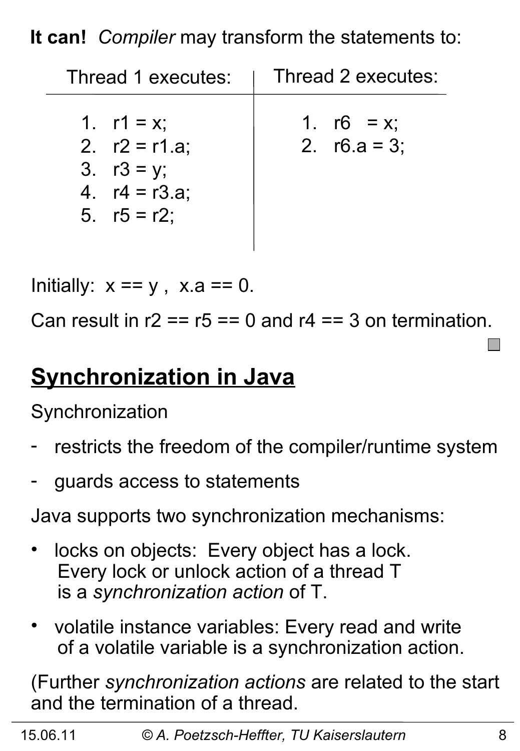**It can!** *Compiler* may transform the statements to:

| Thread 1 executes: | Thread 2 executes: |
|---|---|
| 1. r1 = x; | 1. r6 = x; |
| 2. r2 = r1.a; | 2. r6.a = 3; |
| 3. r3 = y; | |
| 4. r4 = r3.a; | |
| 5. r5 = r2; | |

Initially: x == y , x.a == 0.

Can result in r2 == r5 == 0 and r4 == 3 on termination.

## Synchronization in Java

Synchronization

- restricts the freedom of the compiler/runtime system
- guards access to statements

Java supports two synchronization mechanisms:

- locks on objects: Every object has a lock. Every lock or unlock action of a thread T is a *synchronization action* of T.
- volatile instance variables: Every read and write of a volatile variable is a synchronization action.

(Further *synchronization actions* are related to the start and the termination of a thread.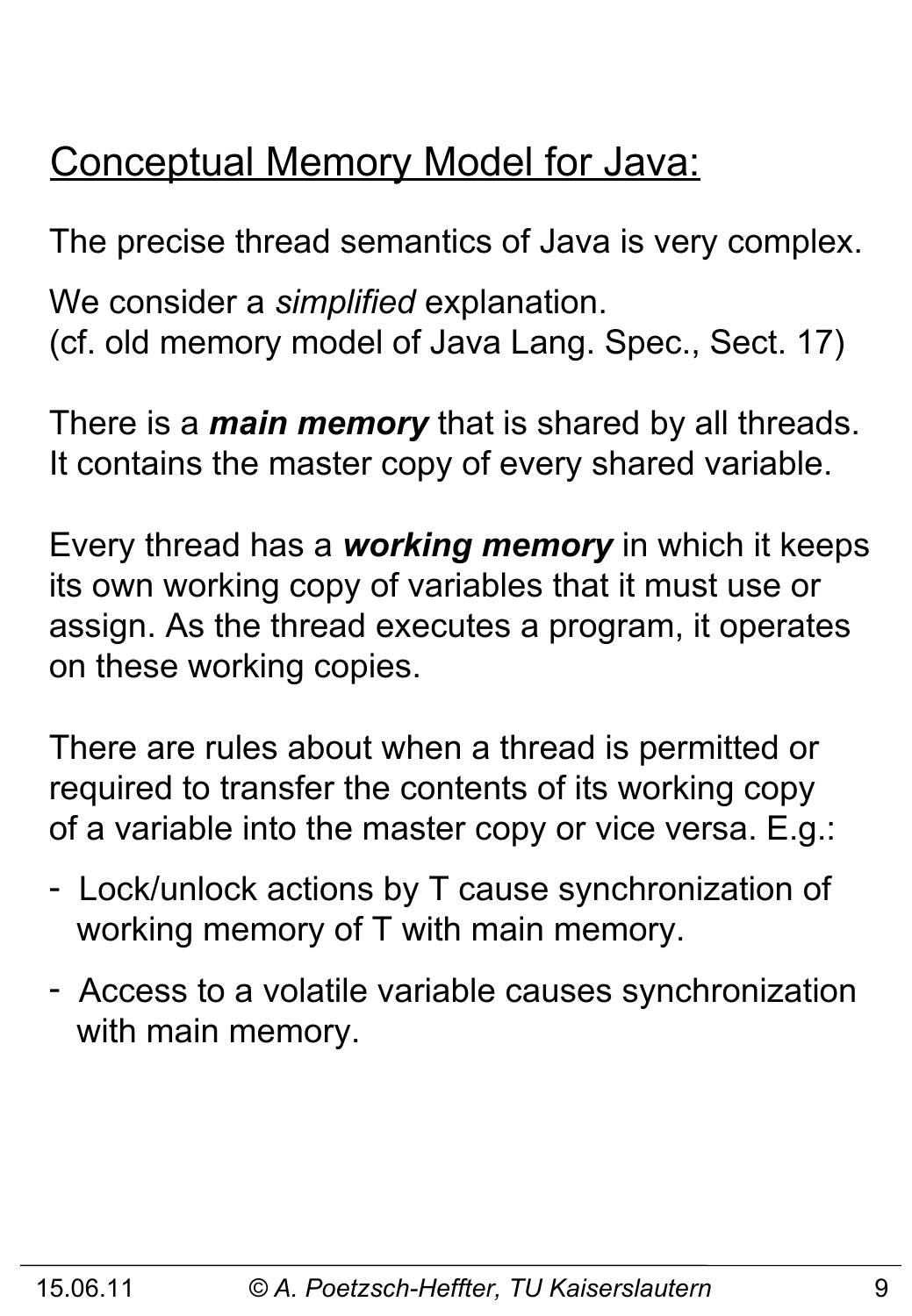## Conceptual Memory Model for Java:

The precise thread semantics of Java is very complex.

We consider a *simplified* explanation.
(cf. old memory model of Java Lang. Spec., Sect. 17)

There is a ***main memory*** that is shared by all threads. It contains the master copy of every shared variable.

Every thread has a ***working memory*** in which it keeps its own working copy of variables that it must use or assign. As the thread executes a program, it operates on these working copies.

There are rules about when a thread is permitted or required to transfer the contents of its working copy of a variable into the master copy or vice versa. E.g.:

- Lock/unlock actions by T cause synchronization of working memory of T with main memory.
- Access to a volatile variable causes synchronization with main memory.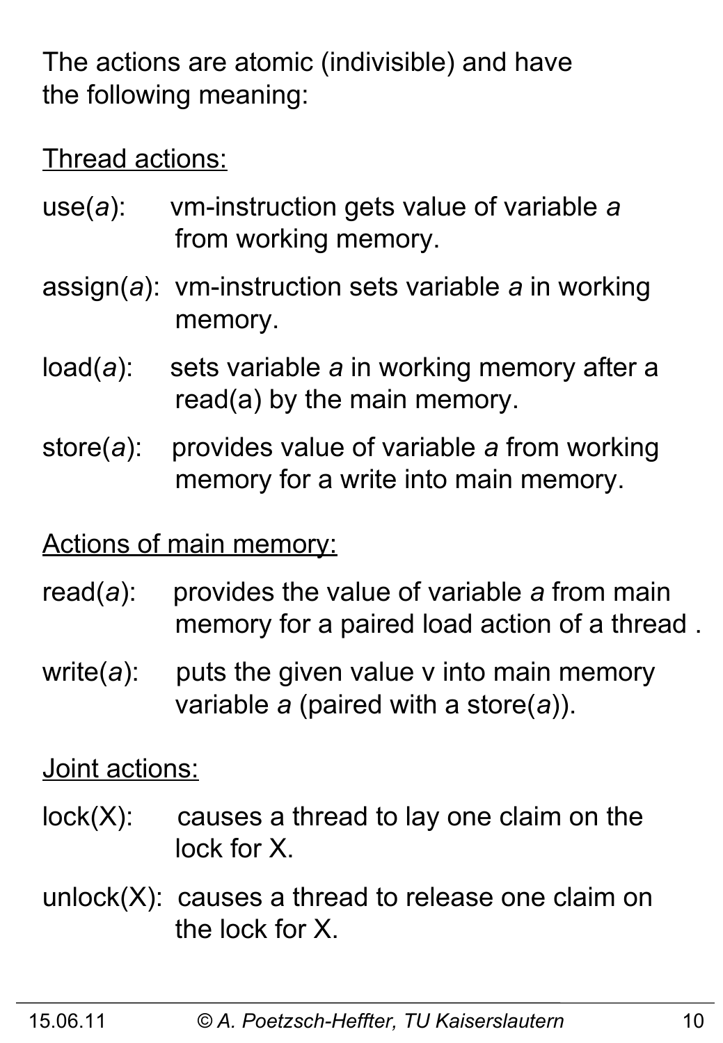The actions are atomic (indivisible) and have the following meaning:

<u>Thread actions:</u>

use(*a*): vm-instruction gets value of variable *a* from working memory.

assign(*a*): vm-instruction sets variable *a* in working memory.

load(*a*): sets variable *a* in working memory after a read(a) by the main memory.

store(*a*): provides value of variable *a* from working memory for a write into main memory.

<u>Actions of main memory:</u>

read(*a*): provides the value of variable *a* from main memory for a paired load action of a thread .

write(*a*): puts the given value v into main memory variable *a* (paired with a store(*a*)).

<u>Joint actions:</u>

lock(X): causes a thread to lay one claim on the lock for X.

unlock(X): causes a thread to release one claim on the lock for X.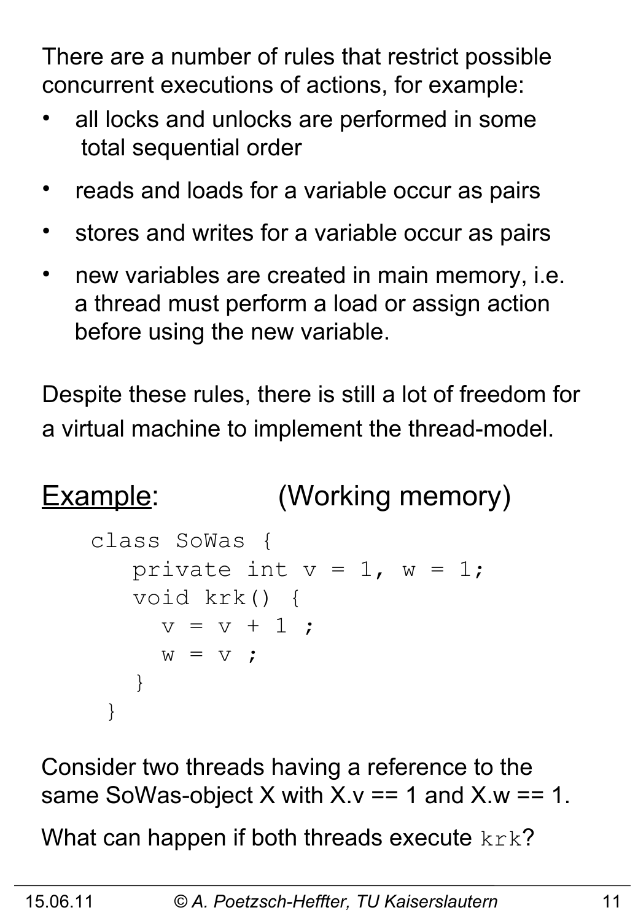There are a number of rules that restrict possible concurrent executions of actions, for example:

- all locks and unlocks are performed in some total sequential order
- reads and loads for a variable occur as pairs
- stores and writes for a variable occur as pairs
- new variables are created in main memory, i.e. a thread must perform a load or assign action before using the new variable.

Despite these rules, there is still a lot of freedom for a virtual machine to implement the thread-model.

<u>Example</u>: (Working memory)

```
class SoWas {
   private int v = 1, w = 1;
   void krk() {
     v = v + 1 ;
     w = v ;
   }
}
```

Consider two threads having a reference to the same SoWas-object X with X.v == 1 and X.w == 1.

What can happen if both threads execute `krk`?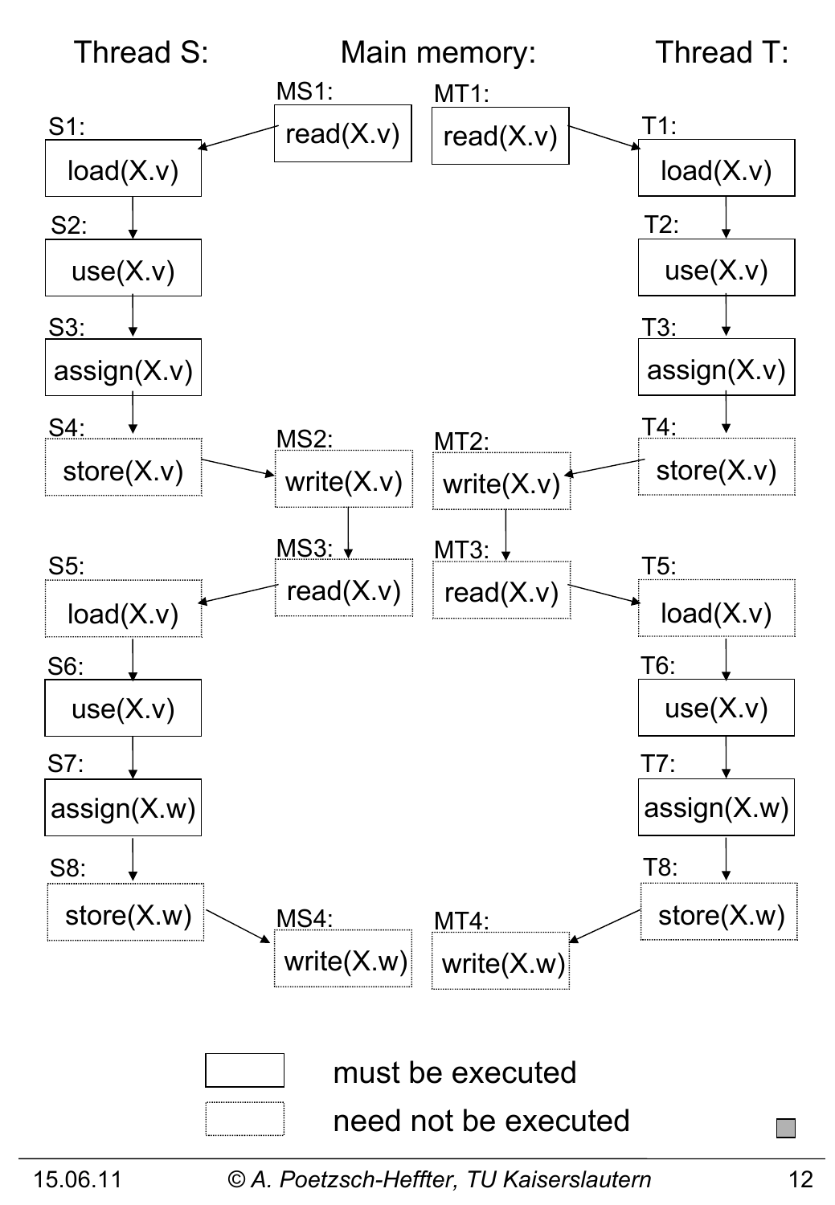| Thread S: | Main memory: | | Thread T: |
|---|---|---|---|
| | MS1: read(X.v) | MT1: read(X.v) | |
| S1: load(X.v) | | | T1: load(X.v) |
| S2: use(X.v) | | | T2: use(X.v) |
| S3: assign(X.v) | | | T3: assign(X.v) |
| S4: store(X.v) | MS2: write(X.v) | MT2: write(X.v) | T4: store(X.v) |
| | MS3: read(X.v) | MT3: read(X.v) | |
| S5: load(X.v) | | | T5: load(X.v) |
| S6: use(X.v) | | | T6: use(X.v) |
| S7: assign(X.w) | | | T7: assign(X.w) |
| S8: store(X.w) | MS4: write(X.w) | MT4: write(X.w) | T8: store(X.w) |

Solid box: must be executed

Dotted box: need not be executed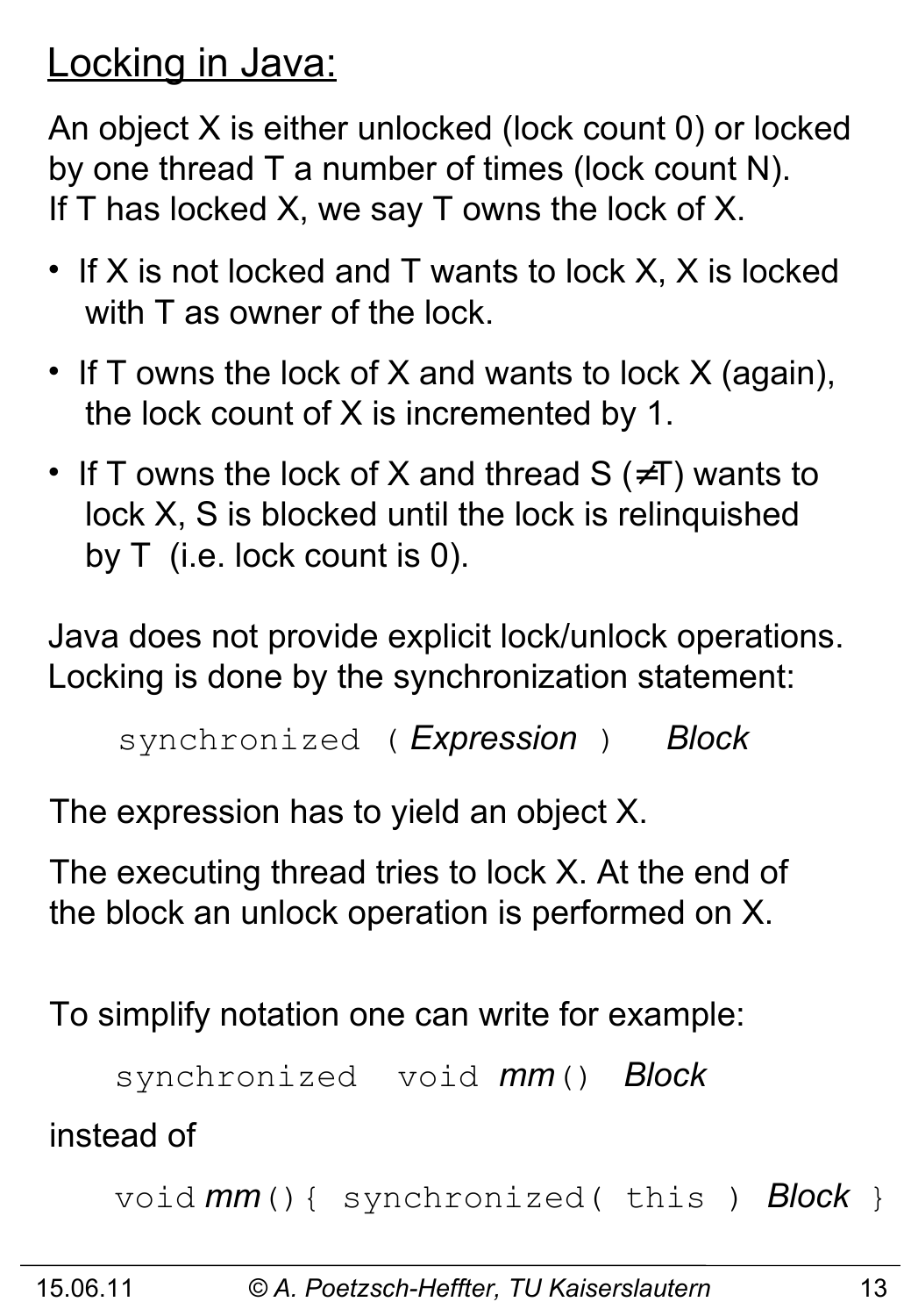## Locking in Java:

An object X is either unlocked (lock count 0) or locked by one thread T a number of times (lock count N). If T has locked X, we say T owns the lock of X.

- If X is not locked and T wants to lock X, X is locked with T as owner of the lock.
- If T owns the lock of X and wants to lock X (again), the lock count of X is incremented by 1.
- If T owns the lock of X and thread S (≠T) wants to lock X, S is blocked until the lock is relinquished by T (i.e. lock count is 0).

Java does not provide explicit lock/unlock operations. Locking is done by the synchronization statement:

```
synchronized ( Expression )   Block
```

The expression has to yield an object X.

The executing thread tries to lock X. At the end of the block an unlock operation is performed on X.

To simplify notation one can write for example:

```
synchronized  void mm()  Block
```

instead of

```
void mm(){ synchronized( this ) Block }
```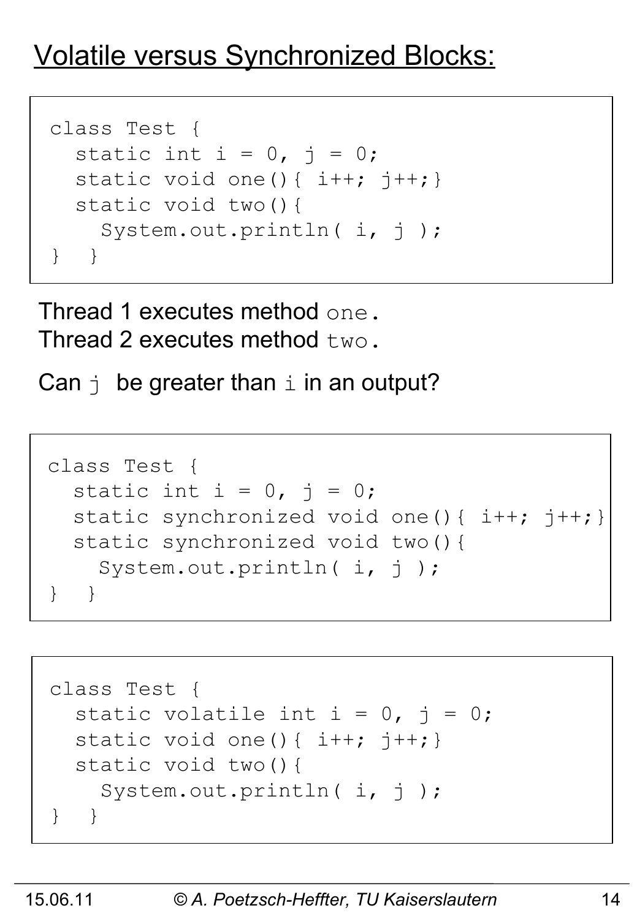# Volatile versus Synchronized Blocks:

```
class Test {
  static int i = 0, j = 0;
  static void one(){ i++; j++;}
  static void two(){
    System.out.println( i, j );
}  }
```

Thread 1 executes method `one`.
Thread 2 executes method `two`.

Can `j` be greater than `i` in an output?

```
class Test {
  static int i = 0, j = 0;
  static synchronized void one(){ i++; j++;}
  static synchronized void two(){
    System.out.println( i, j );
}  }
```

```
class Test {
  static volatile int i = 0, j = 0;
  static void one(){ i++; j++;}
  static void two(){
    System.out.println( i, j );
}  }
```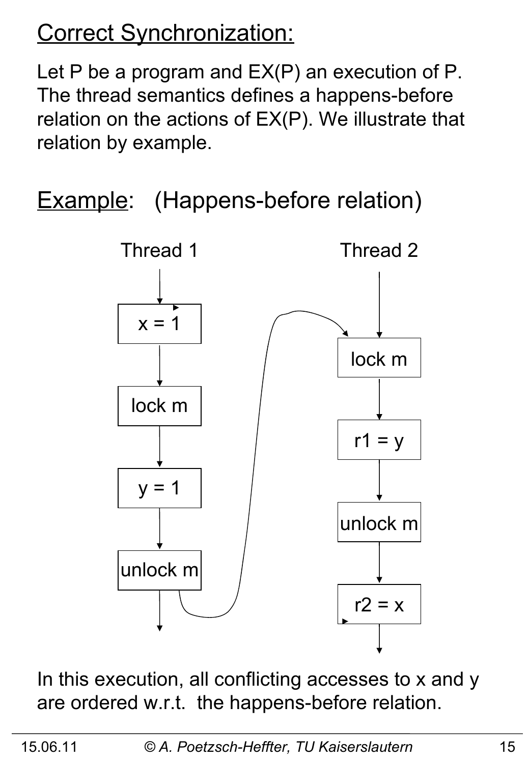## Correct Synchronization:

Let P be a program and EX(P) an execution of P. The thread semantics defines a happens-before relation on the actions of EX(P). We illustrate that relation by example.

## Example: (Happens-before relation)

Thread 1

```
x = 1
lock m
y = 1
unlock m
```

Thread 2

```
lock m
r1 = y
unlock m
r2 = x
```

In this execution, all conflicting accesses to x and y are ordered w.r.t. the happens-before relation.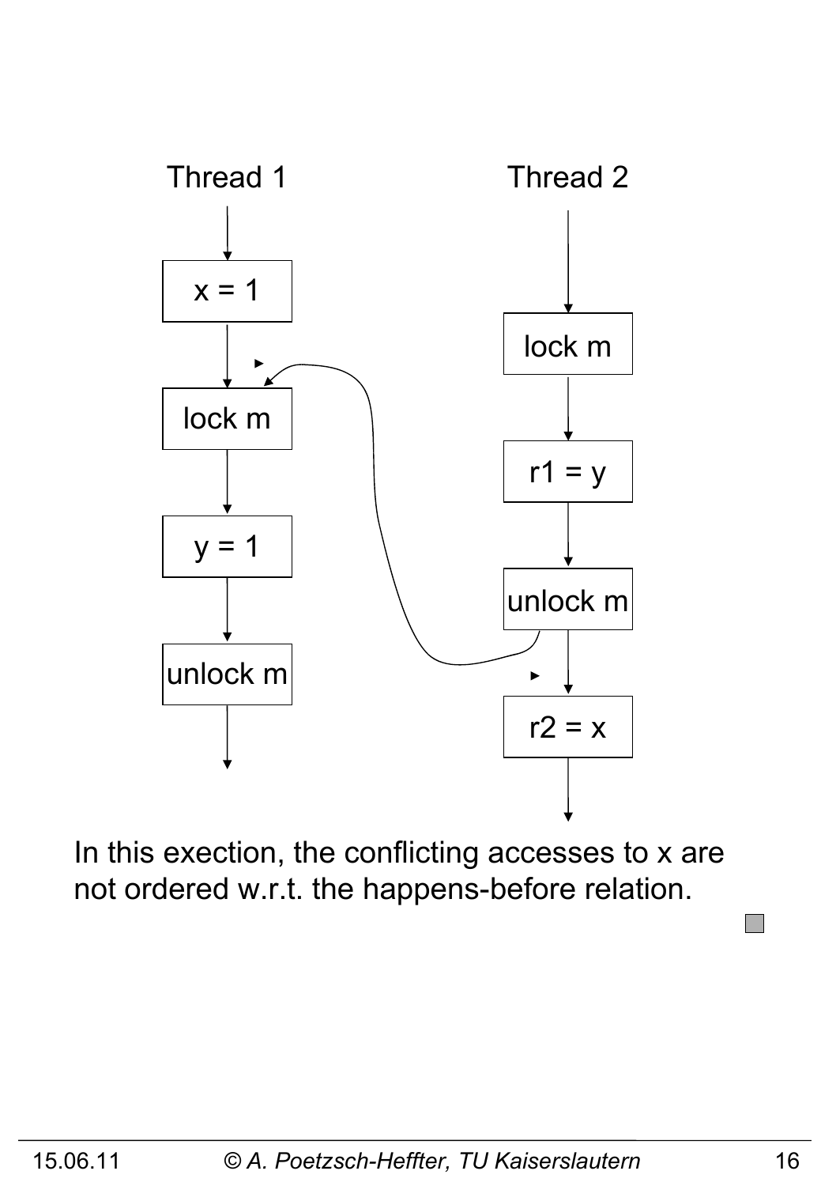Thread 1

x = 1

lock m

y = 1

unlock m

Thread 2

lock m

r1 = y

unlock m

r2 = x

In this exection, the conflicting accesses to x are not ordered w.r.t. the happens-before relation.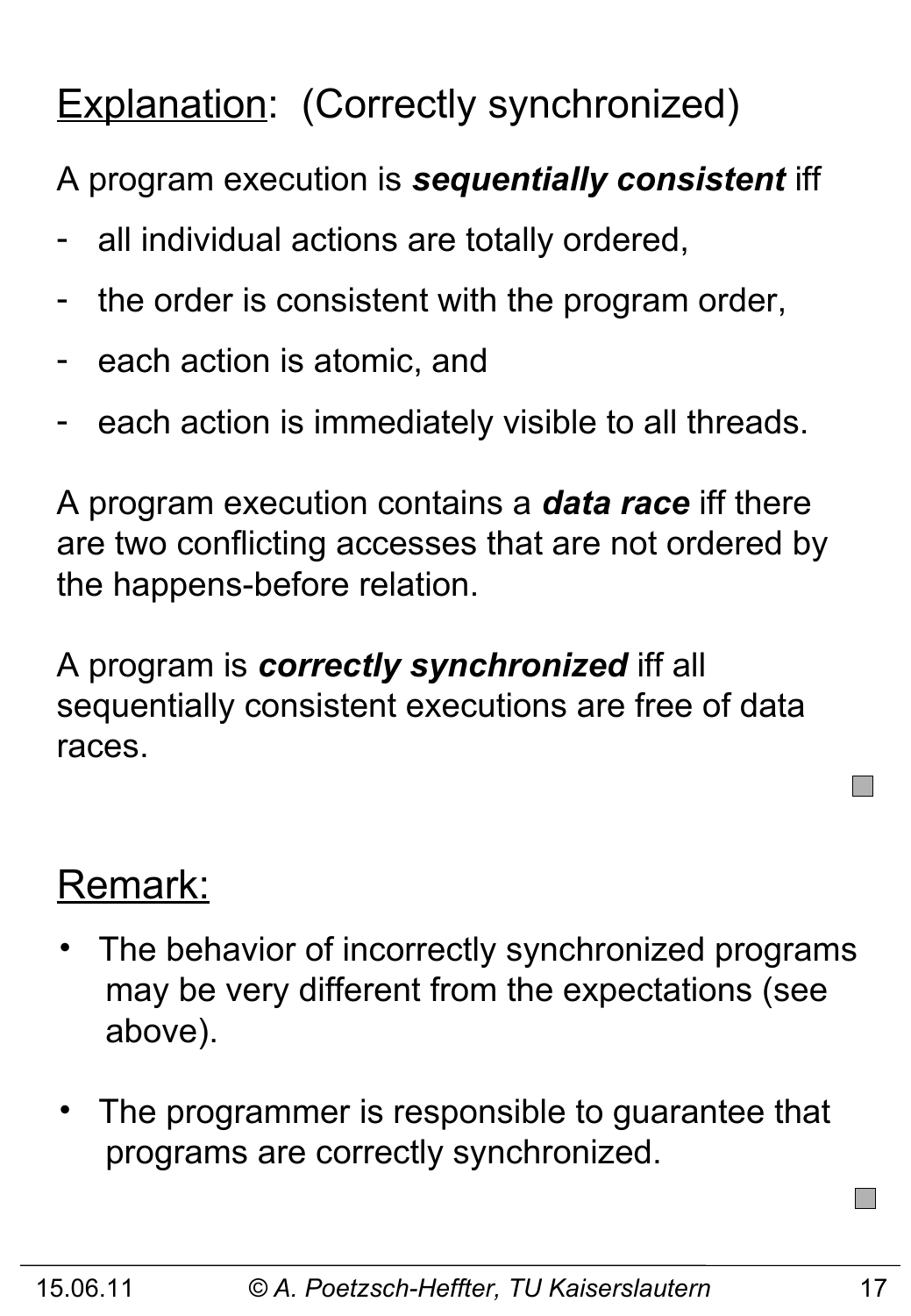## <u>Explanation</u>: (Correctly synchronized)

A program execution is ***sequentially consistent*** iff

- all individual actions are totally ordered,
- the order is consistent with the program order,
- each action is atomic, and
- each action is immediately visible to all threads.

A program execution contains a ***data race*** iff there are two conflicting accesses that are not ordered by the happens-before relation.

A program is ***correctly synchronized*** iff all sequentially consistent executions are free of data races.

## <u>Remark:</u>

- The behavior of incorrectly synchronized programs may be very different from the expectations (see above).

- The programmer is responsible to guarantee that programs are correctly synchronized.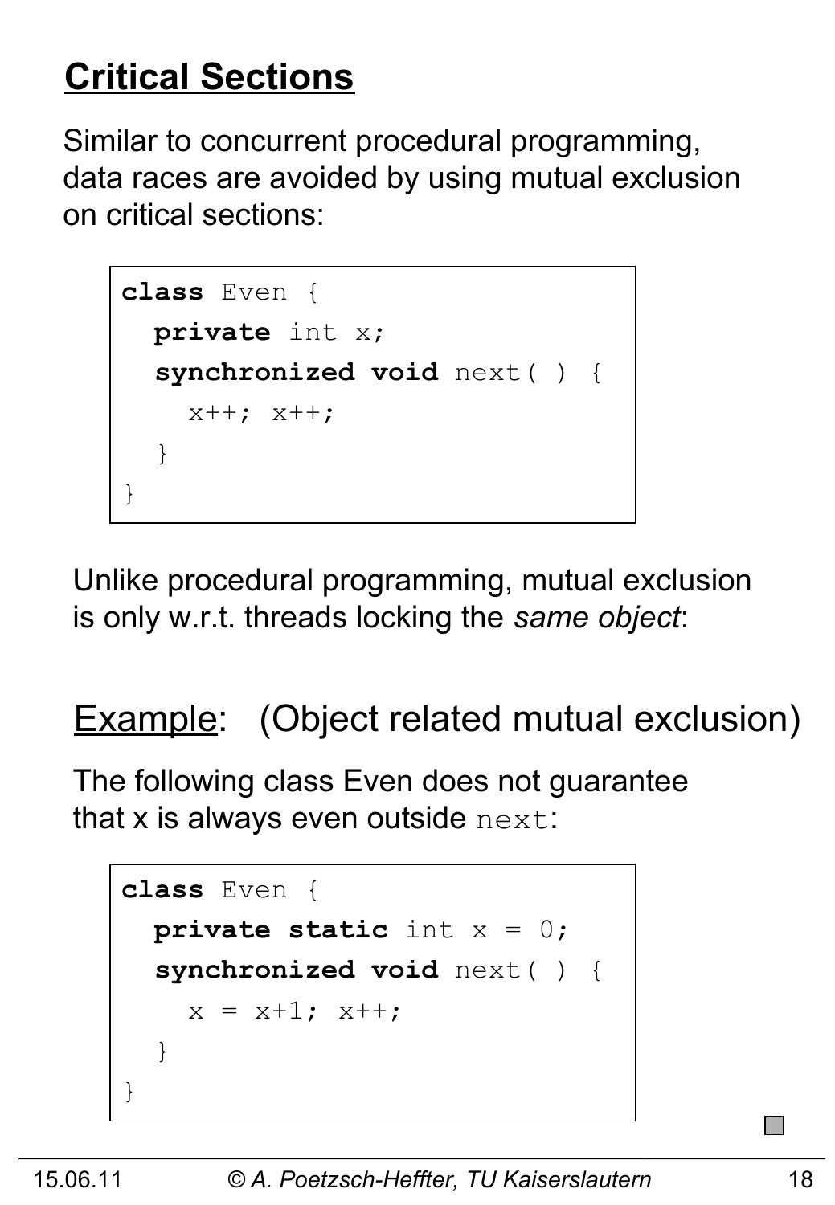# Critical Sections

Similar to concurrent procedural programming, data races are avoided by using mutual exclusion on critical sections:

```
class Even {
  private int x;
  synchronized void next( ) {
    x++; x++;
  }
}
```

Unlike procedural programming, mutual exclusion is only w.r.t. threads locking the *same object*:

## Example: (Object related mutual exclusion)

The following class Even does not guarantee that x is always even outside `next`:

```
class Even {
  private static int x = 0;
  synchronized void next( ) {
    x = x+1; x++;
  }
}
```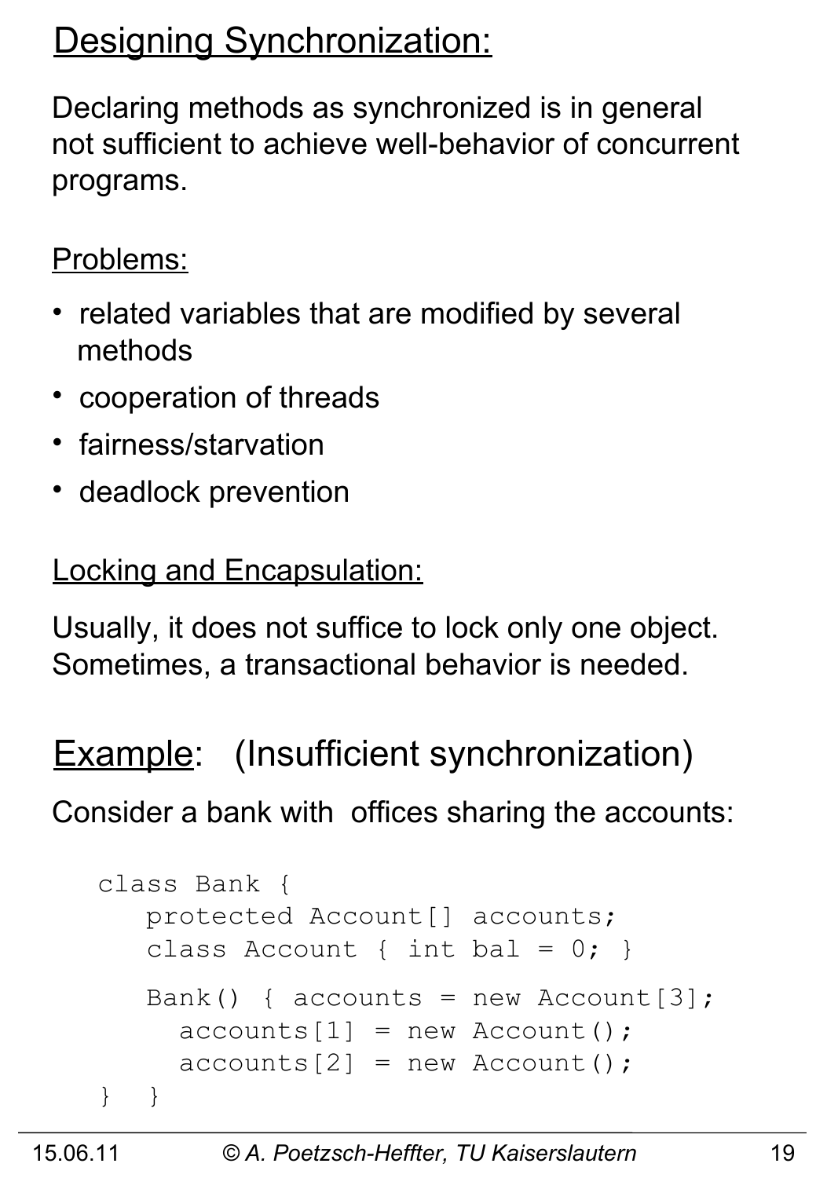## Designing Synchronization:

Declaring methods as synchronized is in general not sufficient to achieve well-behavior of concurrent programs.

Problems:

- related variables that are modified by several methods
- cooperation of threads
- fairness/starvation
- deadlock prevention

Locking and Encapsulation:

Usually, it does not suffice to lock only one object. Sometimes, a transactional behavior is needed.

## Example: (Insufficient synchronization)

Consider a bank with offices sharing the accounts:

```
class Bank {
   protected Account[] accounts;
   class Account { int bal = 0; }

   Bank() { accounts = new Account[3];
     accounts[1] = new Account();
     accounts[2] = new Account();
}  }
```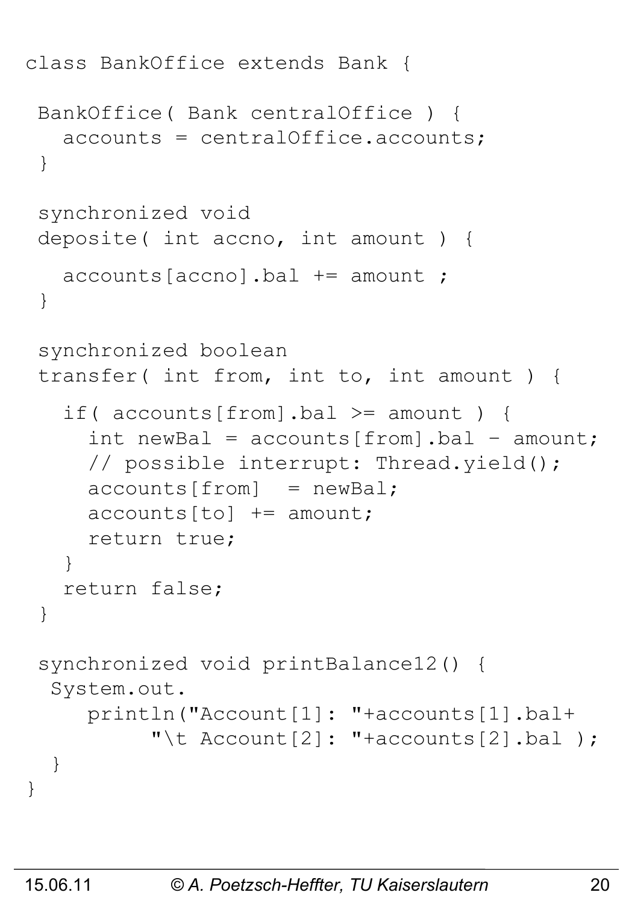```
class BankOffice extends Bank {

 BankOffice( Bank centralOffice ) {
   accounts = centralOffice.accounts;
 }

 synchronized void
 deposite( int accno, int amount ) {

   accounts[accno].bal += amount ;
 }

 synchronized boolean
 transfer( int from, int to, int amount ) {

   if( accounts[from].bal >= amount ) {
     int newBal = accounts[from].bal - amount;
     // possible interrupt: Thread.yield();
     accounts[from]  = newBal;
     accounts[to] += amount;
     return true;
   }
   return false;
 }

 synchronized void printBalance12() {
  System.out.
     println("Account[1]: "+accounts[1].bal+
          "\t Account[2]: "+accounts[2].bal );
  }
}
```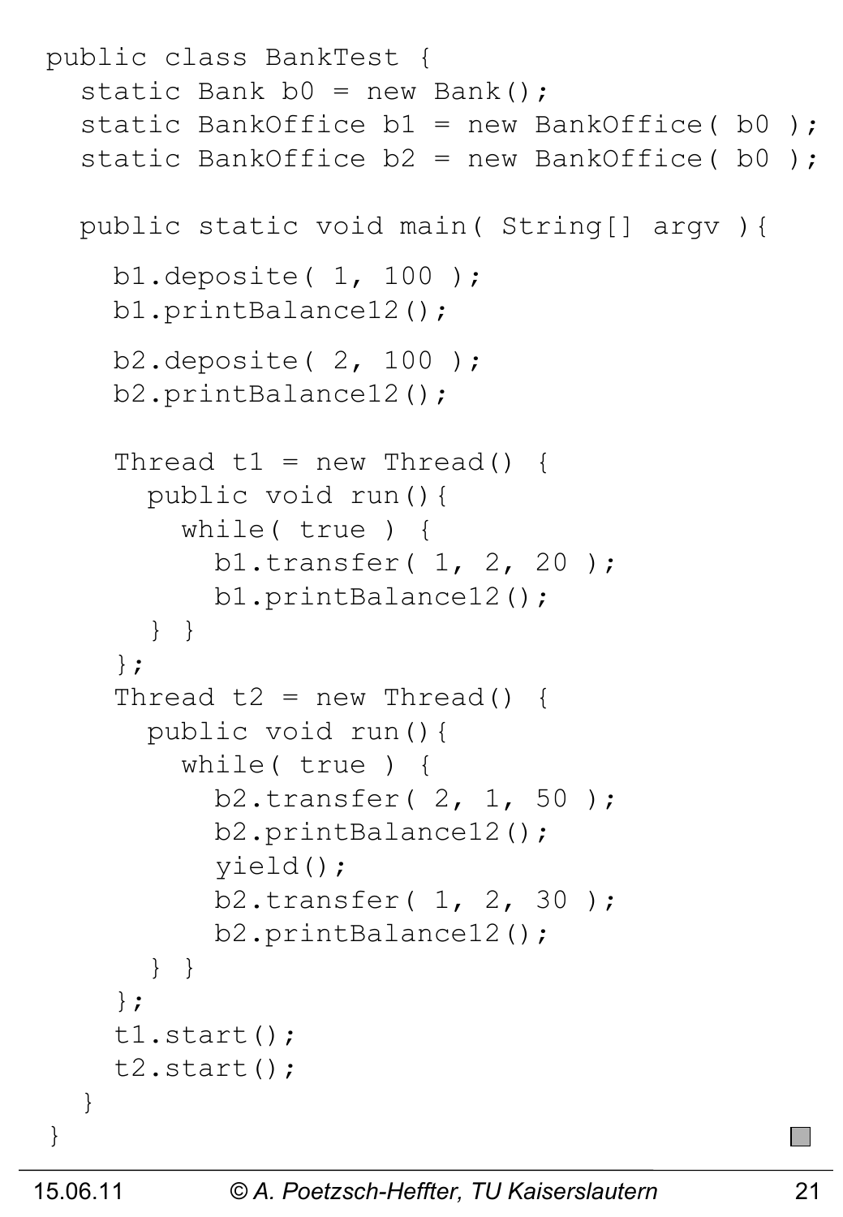```java
public class BankTest {
  static Bank b0 = new Bank();
  static BankOffice b1 = new BankOffice( b0 );
  static BankOffice b2 = new BankOffice( b0 );

  public static void main( String[] argv ){
    b1.deposite( 1, 100 );
    b1.printBalance12();
    b2.deposite( 2, 100 );
    b2.printBalance12();

    Thread t1 = new Thread() {
      public void run(){
        while( true ) {
          b1.transfer( 1, 2, 20 );
          b1.printBalance12();
      } }
    };
    Thread t2 = new Thread() {
      public void run(){
        while( true ) {
          b2.transfer( 2, 1, 50 );
          b2.printBalance12();
          yield();
          b2.transfer( 1, 2, 30 );
          b2.printBalance12();
      } }
    };
    t1.start();
    t2.start();
  }
}
```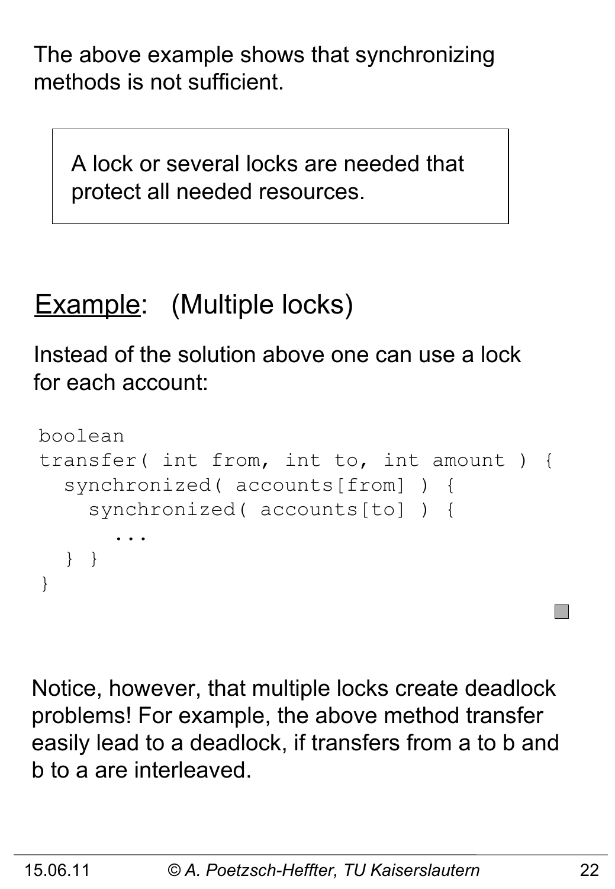The above example shows that synchronizing methods is not sufficient.

> A lock or several locks are needed that protect all needed resources.

<u>Example</u>: (Multiple locks)

Instead of the solution above one can use a lock for each account:

```
boolean
transfer( int from, int to, int amount ) {
  synchronized( accounts[from] ) {
    synchronized( accounts[to] ) {
      ...
  } }
}
```

Notice, however, that multiple locks create deadlock problems! For example, the above method transfer easily lead to a deadlock, if transfers from a to b and b to a are interleaved.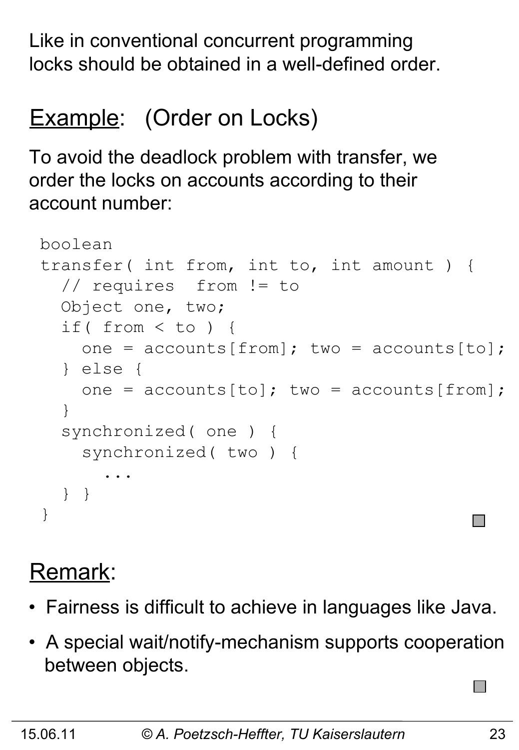Like in conventional concurrent programming locks should be obtained in a well-defined order.

## Example: (Order on Locks)

To avoid the deadlock problem with transfer, we order the locks on accounts according to their account number:

```
boolean
transfer( int from, int to, int amount ) {
  // requires  from != to
  Object one, two;
  if( from < to ) {
    one = accounts[from]; two = accounts[to];
  } else {
    one = accounts[to]; two = accounts[from];
  }
  synchronized( one ) {
    synchronized( two ) {
      ...
  } }
}
```

## Remark:

- Fairness is difficult to achieve in languages like Java.
- A special wait/notify-mechanism supports cooperation between objects.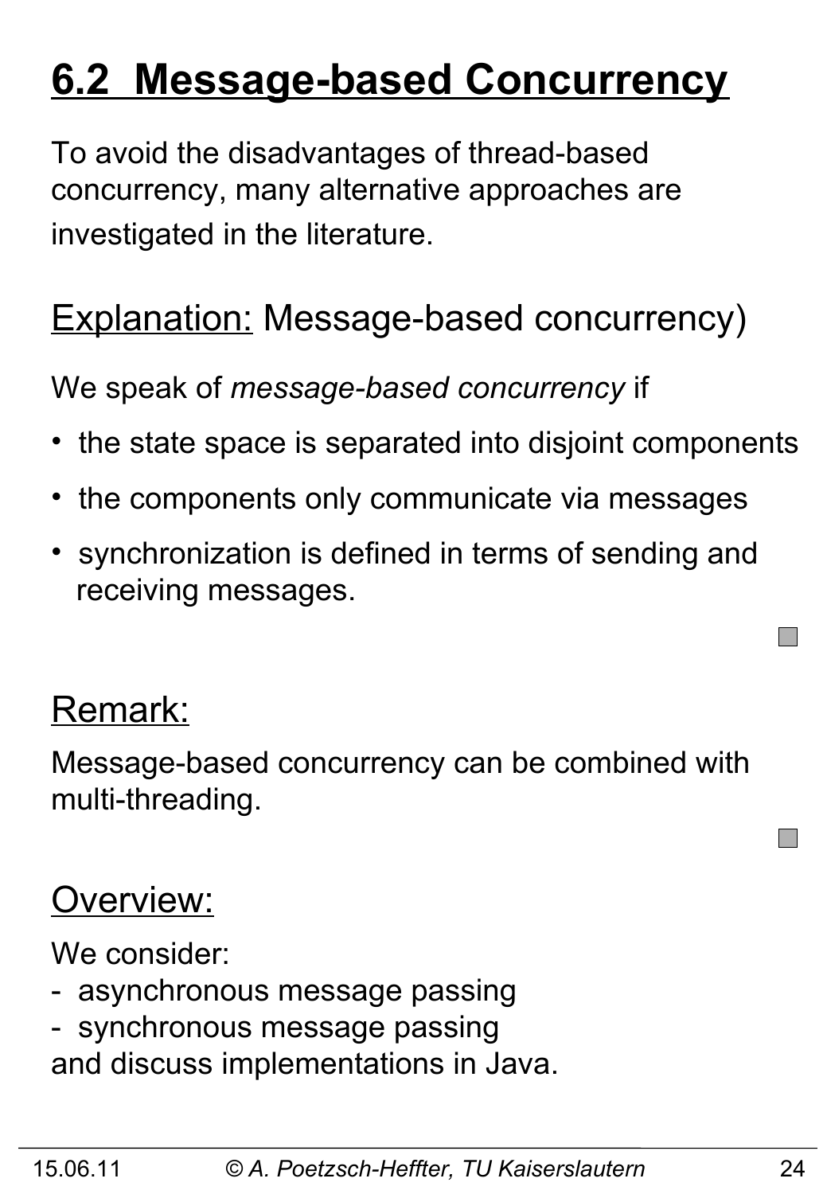# 6.2 Message-based Concurrency

To avoid the disadvantages of thread-based concurrency, many alternative approaches are investigated in the literature.

## Explanation: Message-based concurrency)

We speak of *message-based concurrency* if

- the state space is separated into disjoint components
- the components only communicate via messages
- synchronization is defined in terms of sending and receiving messages.

## Remark:

Message-based concurrency can be combined with multi-threading.

## Overview:

We consider:
- asynchronous message passing
- synchronous message passing

and discuss implementations in Java.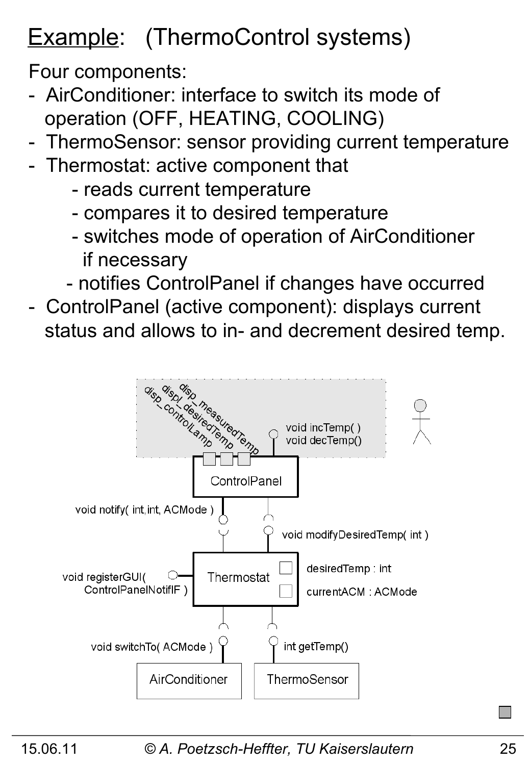# Example: (ThermoControl systems)

Four components:

- AirConditioner: interface to switch its mode of operation (OFF, HEATING, COOLING)
- ThermoSensor: sensor providing current temperature
- Thermostat: active component that
    - reads current temperature
    - compares it to desired temperature
    - switches mode of operation of AirConditioner if necessary
    - notifies ControlPanel if changes have occurred
- ControlPanel (active component): displays current status and allows to in- and decrement desired temp.

disp_measuredTemp
displ_desiredTemp
disp_controlLamp

void incTemp( )
void decTemp()

ControlPanel

void notify( int,int, ACMode )

void modifyDesiredTemp( int )

void registerGUI( ControlPanelNotifIF )

Thermostat

desiredTemp : int

currentACM : ACMode

void switchTo( ACMode )

int getTemp()

AirConditioner

ThermoSensor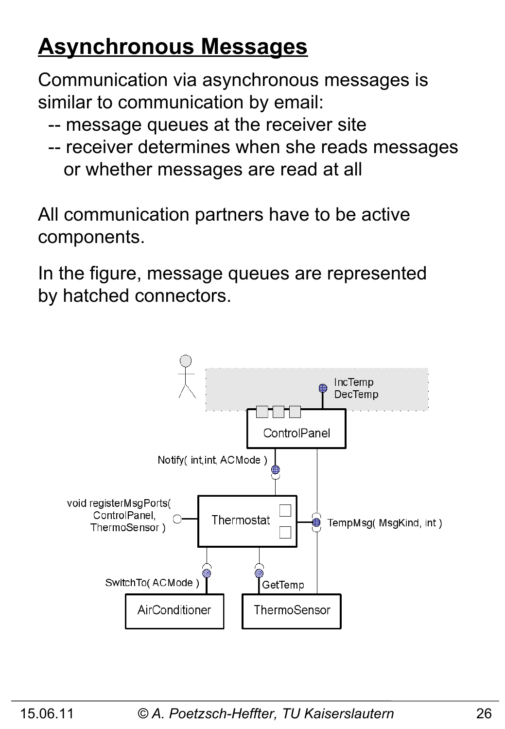# Asynchronous Messages

Communication via asynchronous messages is similar to communication by email:

-- message queues at the receiver site

-- receiver determines when she reads messages or whether messages are read at all

All communication partners have to be active components.

In the figure, message queues are represented by hatched connectors.

IncTemp
DecTemp

ControlPanel

Notify( int,int, ACMode )

void registerMsgPorts( ControlPanel, ThermoSensor )

Thermostat

TempMsg( MsgKind, int )

SwitchTo( ACMode )

GetTemp

AirConditioner

ThermoSensor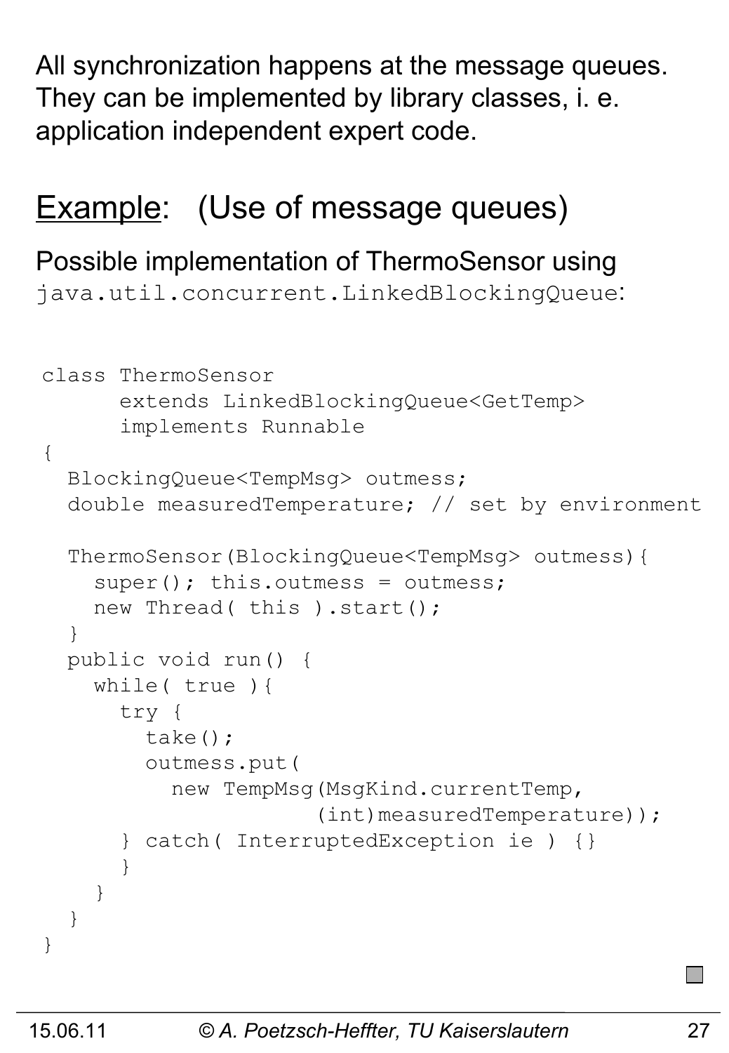All synchronization happens at the message queues. They can be implemented by library classes, i. e. application independent expert code.

## Example: (Use of message queues)

Possible implementation of ThermoSensor using `java.util.concurrent.LinkedBlockingQueue`:

```
class ThermoSensor
      extends LinkedBlockingQueue<GetTemp>
      implements Runnable
{
  BlockingQueue<TempMsg> outmess;
  double measuredTemperature; // set by environment

  ThermoSensor(BlockingQueue<TempMsg> outmess){
    super(); this.outmess = outmess;
    new Thread( this ).start();
  }
  public void run() {
    while( true ){
      try {
        take();
        outmess.put(
          new TempMsg(MsgKind.currentTemp,
                     (int)measuredTemperature));
      } catch( InterruptedException ie ) {}
      }
    }
  }
}
```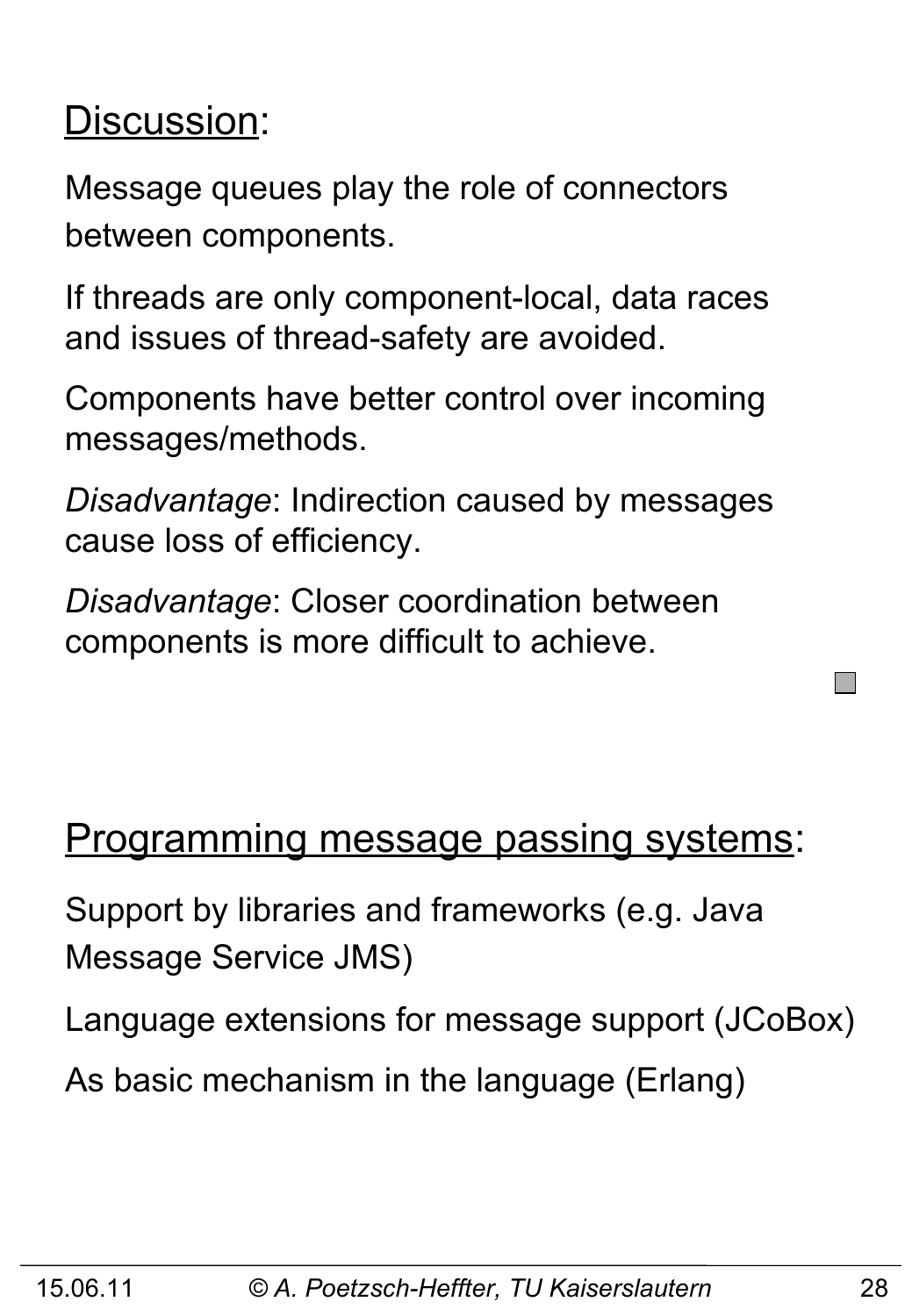## Discussion:

Message queues play the role of connectors between components.

If threads are only component-local, data races and issues of thread-safety are avoided.

Components have better control over incoming messages/methods.

*Disadvantage*: Indirection caused by messages cause loss of efficiency.

*Disadvantage*: Closer coordination between components is more difficult to achieve.

## Programming message passing systems:

Support by libraries and frameworks (e.g. Java Message Service JMS)

Language extensions for message support (JCoBox)

As basic mechanism in the language (Erlang)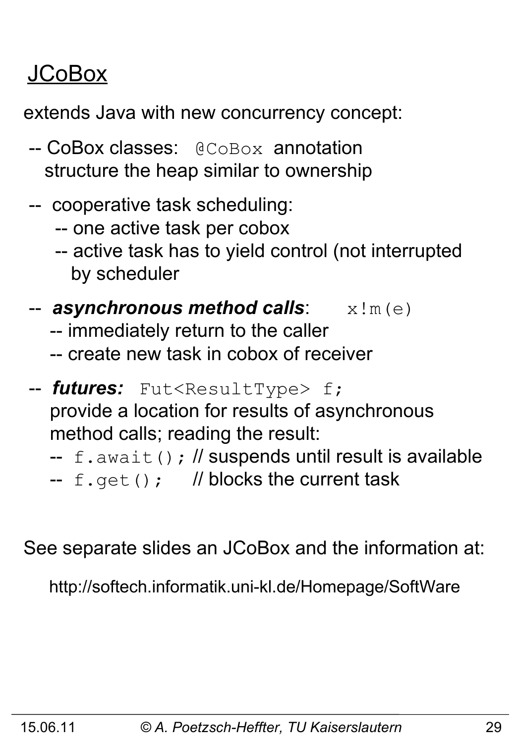# JCoBox

extends Java with new concurrency concept:

- CoBox classes: `@CoBox` annotation structure the heap similar to ownership
- cooperative task scheduling:
  - one active task per cobox
  - active task has to yield control (not interrupted by scheduler
- ***asynchronous method calls***: `x!m(e)`
  - immediately return to the caller
  - create new task in cobox of receiver
- ***futures:*** `Fut<ResultType> f;` provide a location for results of asynchronous method calls; reading the result:
  - `f.await();` // suspends until result is available
  - `f.get();` // blocks the current task

See separate slides an JCoBox and the information at:

http://softech.informatik.uni-kl.de/Homepage/SoftWare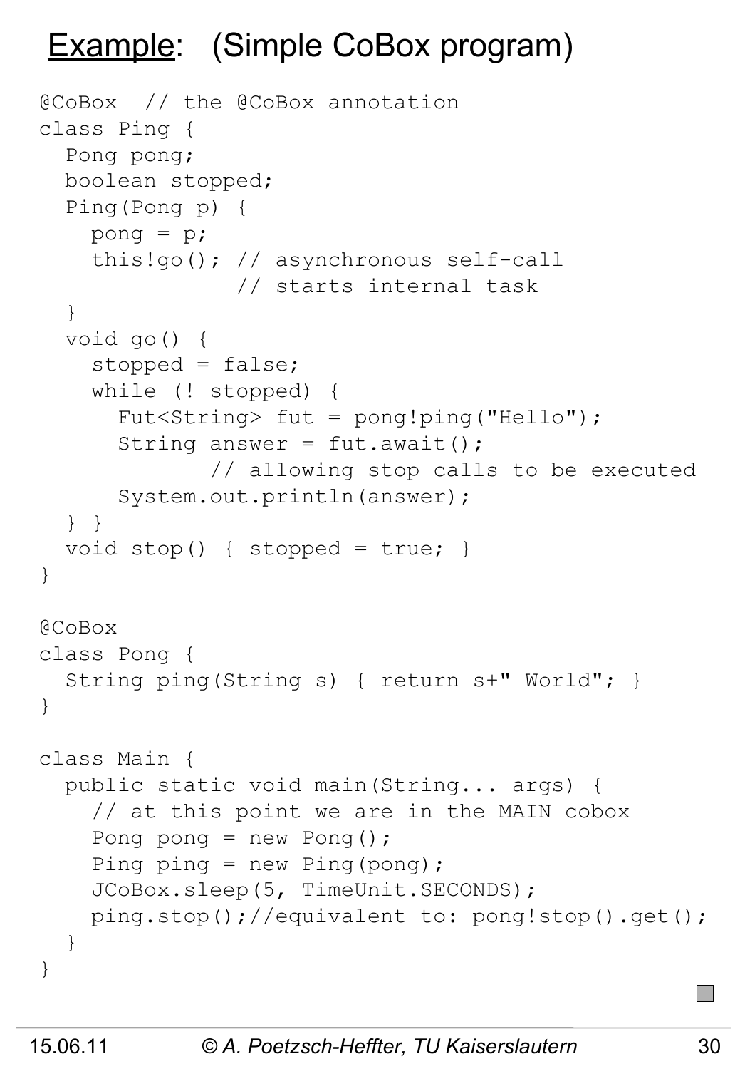# Example: (Simple CoBox program)

```
@CoBox  // the @CoBox annotation
class Ping {
  Pong pong;
  boolean stopped;
  Ping(Pong p) {
    pong = p;
    this!go(); // asynchronous self-call
               // starts internal task
  }
  void go() {
    stopped = false;
    while (! stopped) {
      Fut<String> fut = pong!ping("Hello");
      String answer = fut.await();
             // allowing stop calls to be executed
      System.out.println(answer);
  } }
  void stop() { stopped = true; }
}

@CoBox
class Pong {
  String ping(String s) { return s+" World"; }
}

class Main {
  public static void main(String... args) {
    // at this point we are in the MAIN cobox
    Pong pong = new Pong();
    Ping ping = new Ping(pong);
    JCoBox.sleep(5, TimeUnit.SECONDS);
    ping.stop();//equivalent to: pong!stop().get();
  }
}
```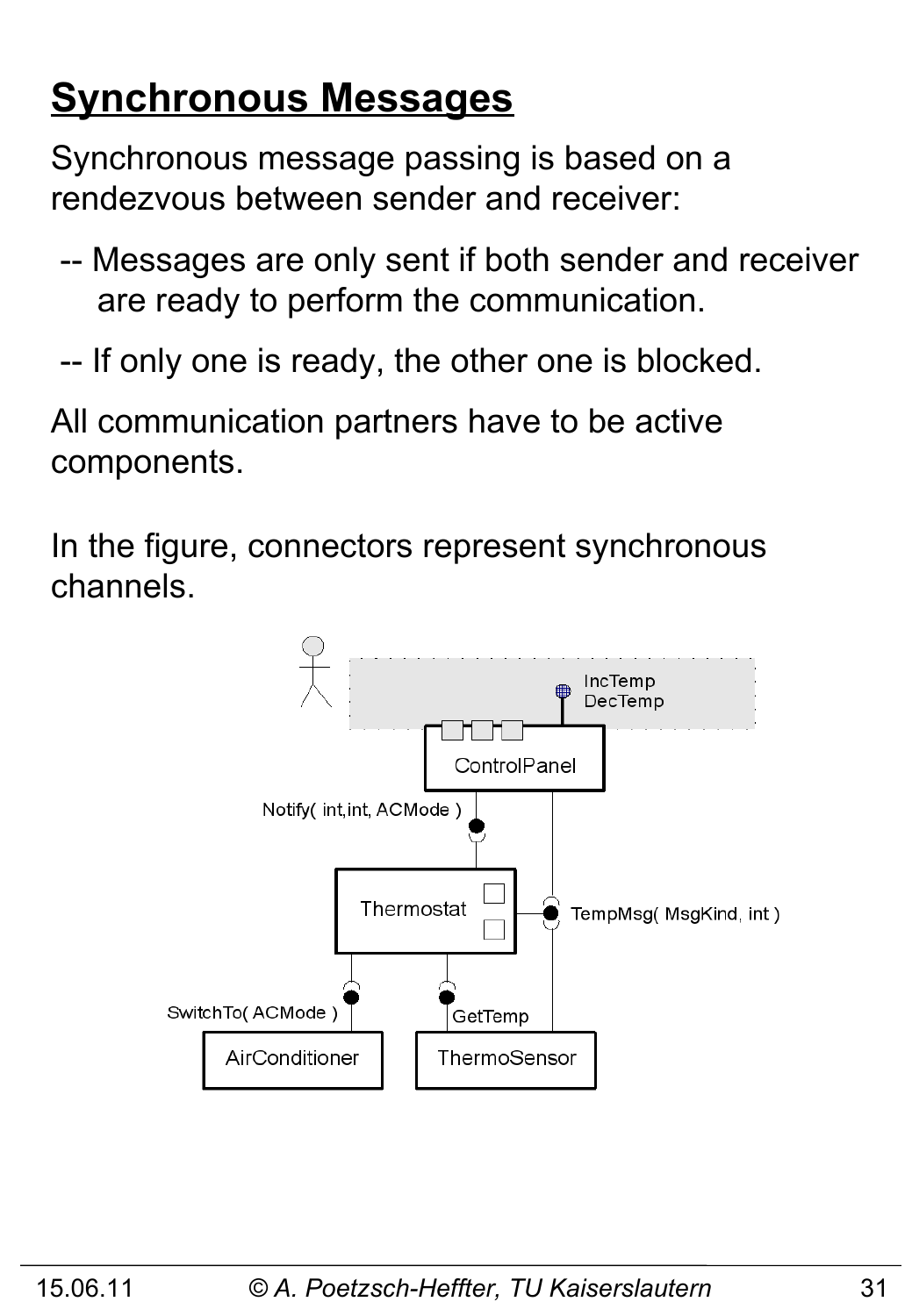# Synchronous Messages

Synchronous message passing is based on a rendezvous between sender and receiver:

- Messages are only sent if both sender and receiver are ready to perform the communication.
- If only one is ready, the other one is blocked.

All communication partners have to be active components.

In the figure, connectors represent synchronous channels.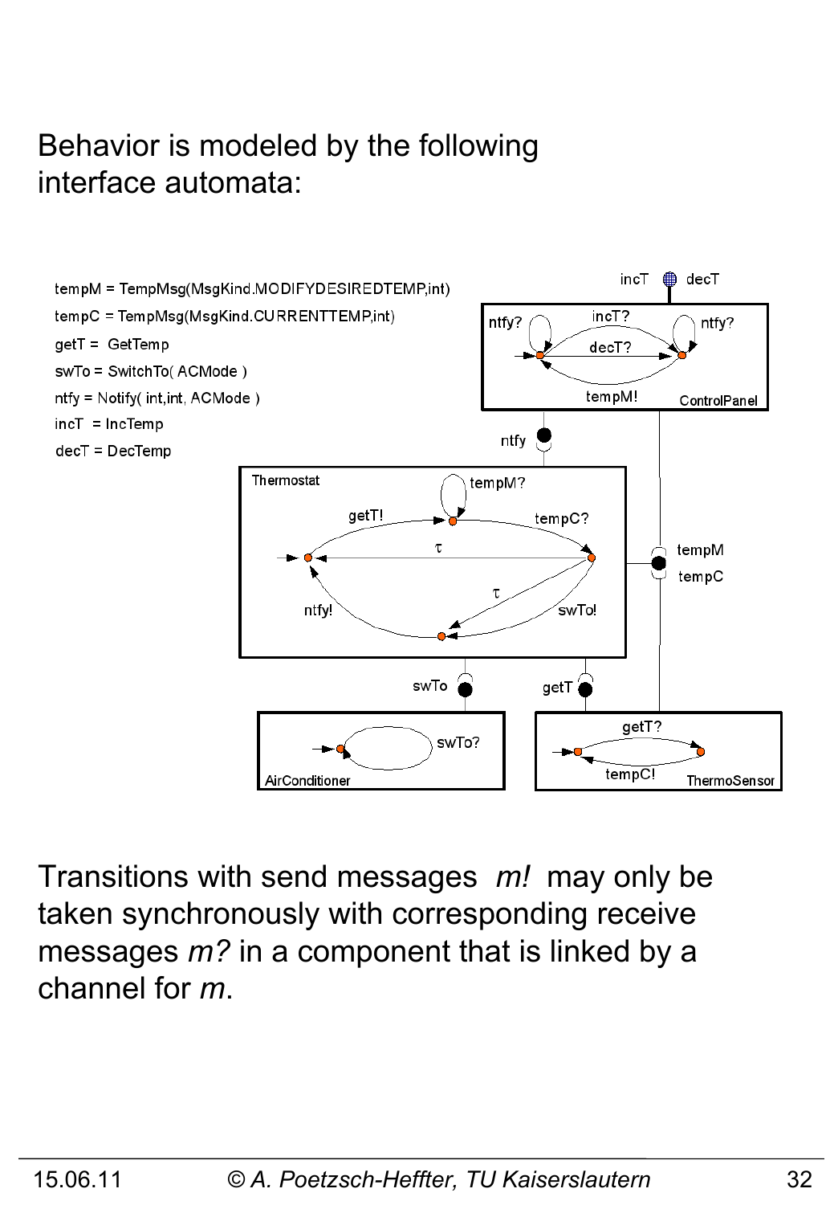Behavior is modeled by the following interface automata:

tempM = TempMsg(MsgKind.MODIFYDESIREDTEMP,int)

tempC = TempMsg(MsgKind.CURRENTTEMP,int)

getT = GetTemp

swTo = SwitchTo( ACMode )

ntfy = Notify( int,int, ACMode )

incT = IncTemp

decT = DecTemp

Transitions with send messages *m!* may only be taken synchronously with corresponding receive messages *m?* in a component that is linked by a channel for *m*.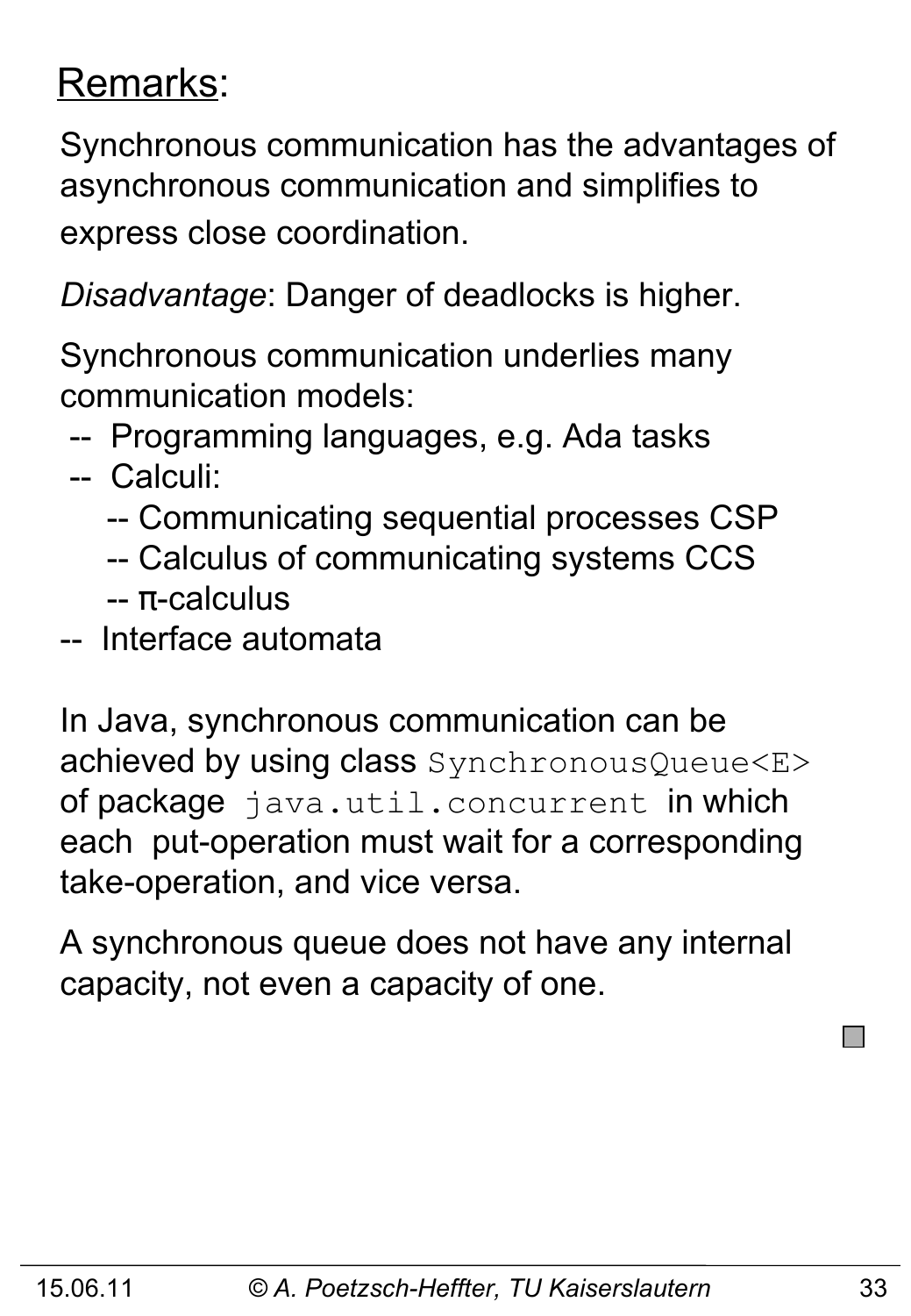<u>Remarks</u>:

Synchronous communication has the advantages of asynchronous communication and simplifies to express close coordination.

*Disadvantage*: Danger of deadlocks is higher.

Synchronous communication underlies many communication models:

- -- Programming languages, e.g. Ada tasks
- -- Calculi:
  - -- Communicating sequential processes CSP
  - -- Calculus of communicating systems CCS
  - -- π-calculus
- -- Interface automata

In Java, synchronous communication can be achieved by using class `SynchronousQueue<E>` of package `java.util.concurrent` in which each put-operation must wait for a corresponding take-operation, and vice versa.

A synchronous queue does not have any internal capacity, not even a capacity of one.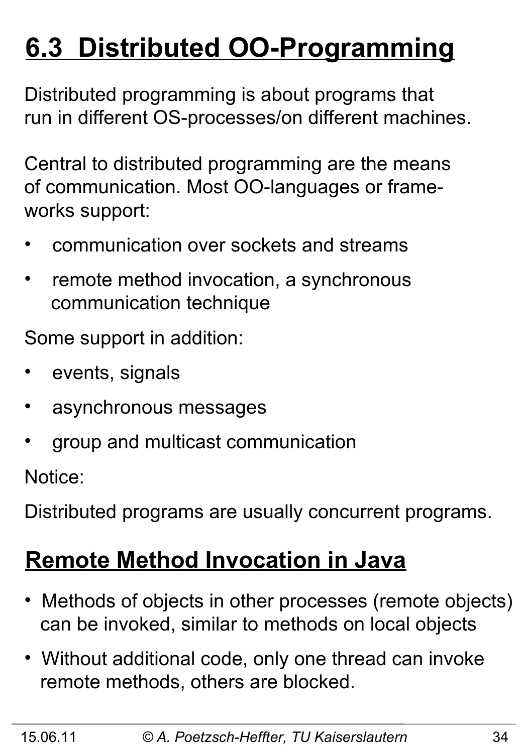# 6.3 Distributed OO-Programming

Distributed programming is about programs that run in different OS-processes/on different machines.

Central to distributed programming are the means of communication. Most OO-languages or frameworks support:

- communication over sockets and streams
- remote method invocation, a synchronous communication technique

Some support in addition:

- events, signals
- asynchronous messages
- group and multicast communication

Notice:

Distributed programs are usually concurrent programs.

## Remote Method Invocation in Java

- Methods of objects in other processes (remote objects) can be invoked, similar to methods on local objects
- Without additional code, only one thread can invoke remote methods, others are blocked.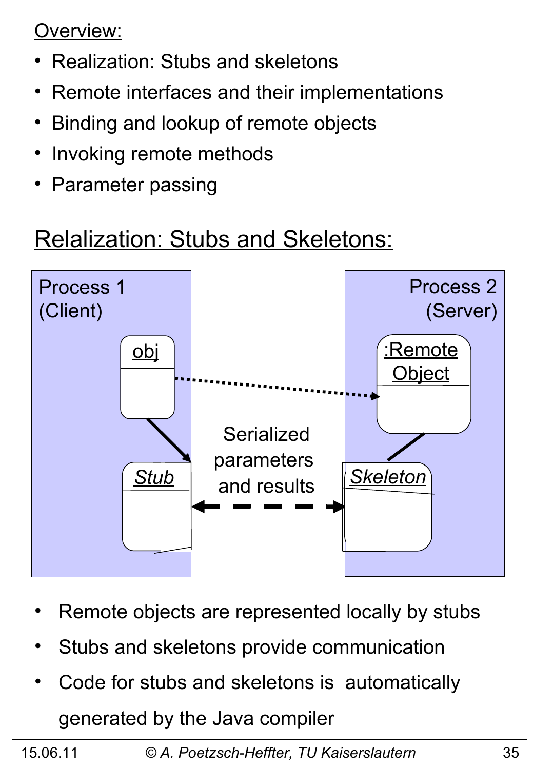Overview:

- Realization: Stubs and skeletons
- Remote interfaces and their implementations
- Binding and lookup of remote objects
- Invoking remote methods
- Parameter passing

## Relalization: Stubs and Skeletons:

Process 1 (Client)

obj

Stub

Serialized parameters and results

Process 2 (Server)

:Remote Object

Skeleton

- Remote objects are represented locally by stubs
- Stubs and skeletons provide communication
- Code for stubs and skeletons is automatically generated by the Java compiler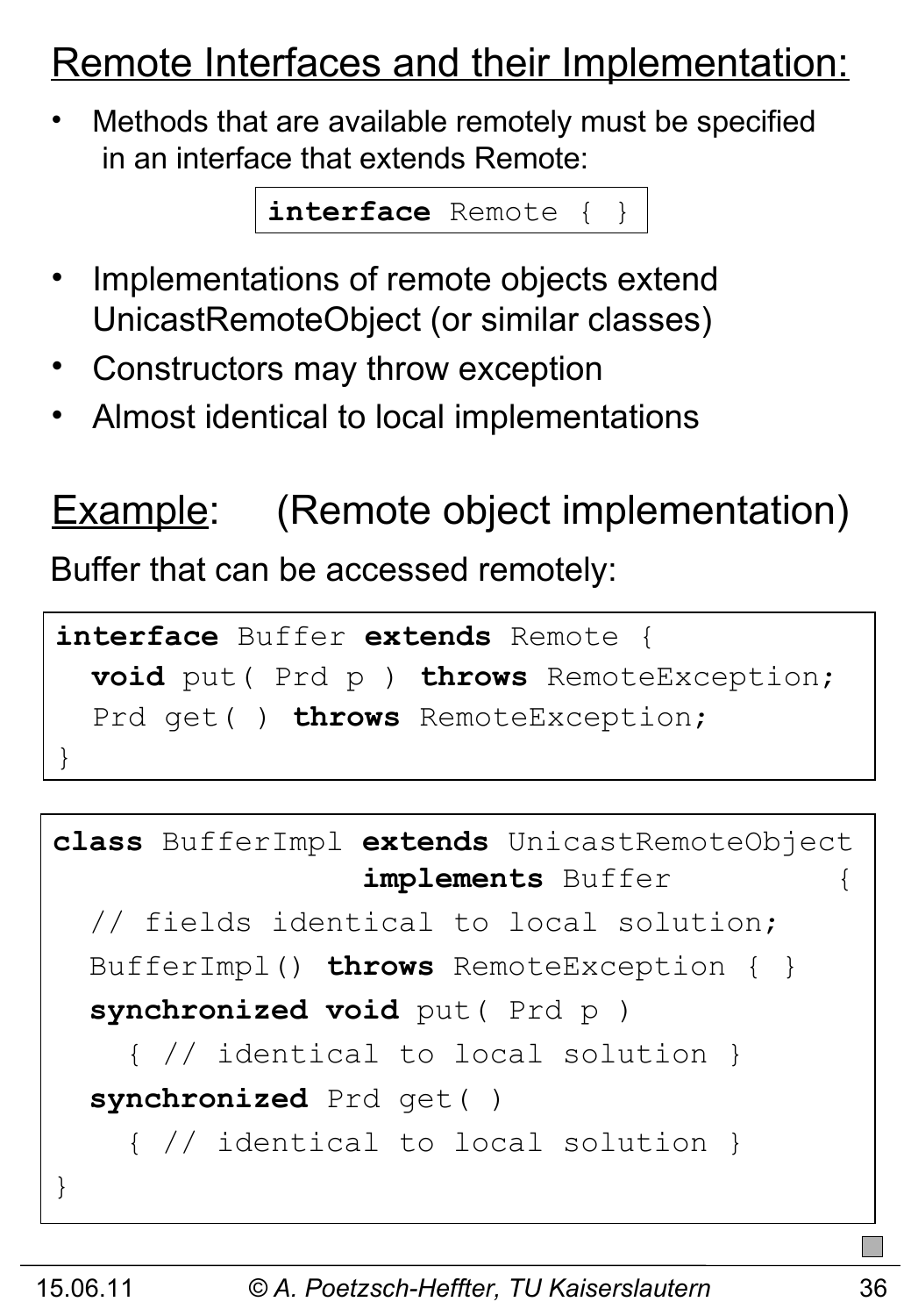## Remote Interfaces and their Implementation:

- Methods that are available remotely must be specified in an interface that extends Remote:

```
interface Remote { }
```

- Implementations of remote objects extend UnicastRemoteObject (or similar classes)
- Constructors may throw exception
- Almost identical to local implementations

## Example: (Remote object implementation)

Buffer that can be accessed remotely:

```
interface Buffer extends Remote {
  void put( Prd p ) throws RemoteException;
  Prd get( ) throws RemoteException;
}
```

```
class BufferImpl extends UnicastRemoteObject
                 implements Buffer        {
  // fields identical to local solution;
  BufferImpl() throws RemoteException { }
  synchronized void put( Prd p )
    { // identical to local solution }
  synchronized Prd get( )
    { // identical to local solution }
}
```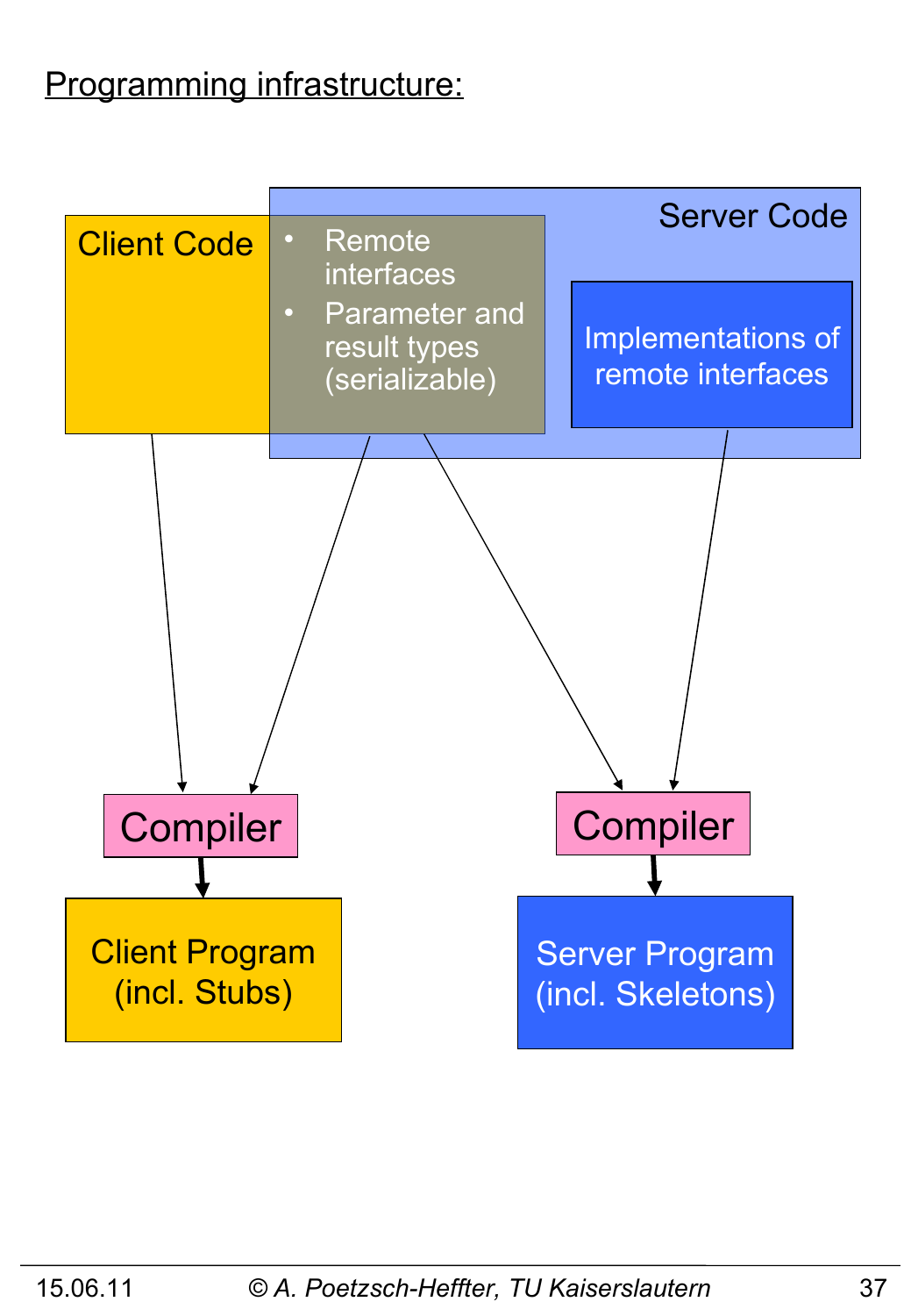Programming infrastructure:

Client Code

- Remote interfaces
- Parameter and result types (serializable)

Server Code

Implementations of remote interfaces

Compiler

Compiler

Client Program (incl. Stubs)

Server Program (incl. Skeletons)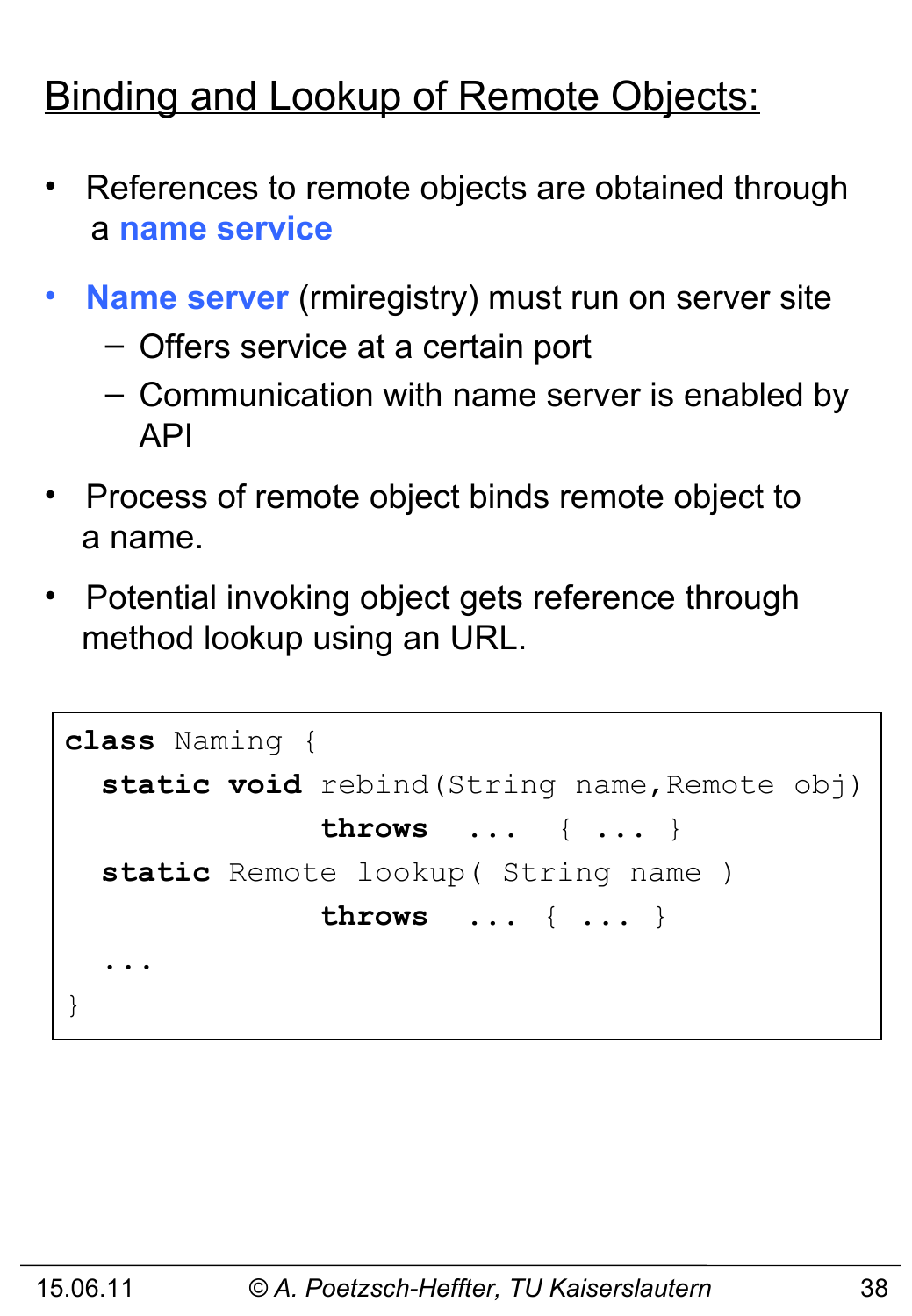# Binding and Lookup of Remote Objects:

- References to remote objects are obtained through a **name service**
- **Name server** (rmiregistry) must run on server site
  - Offers service at a certain port
  - Communication with name server is enabled by API
- Process of remote object binds remote object to a name.
- Potential invoking object gets reference through method lookup using an URL.

```
class Naming {
  static void rebind(String name,Remote obj)
              throws  ...  { ... }
  static Remote lookup( String name )
              throws  ... { ... }
  ...
}
```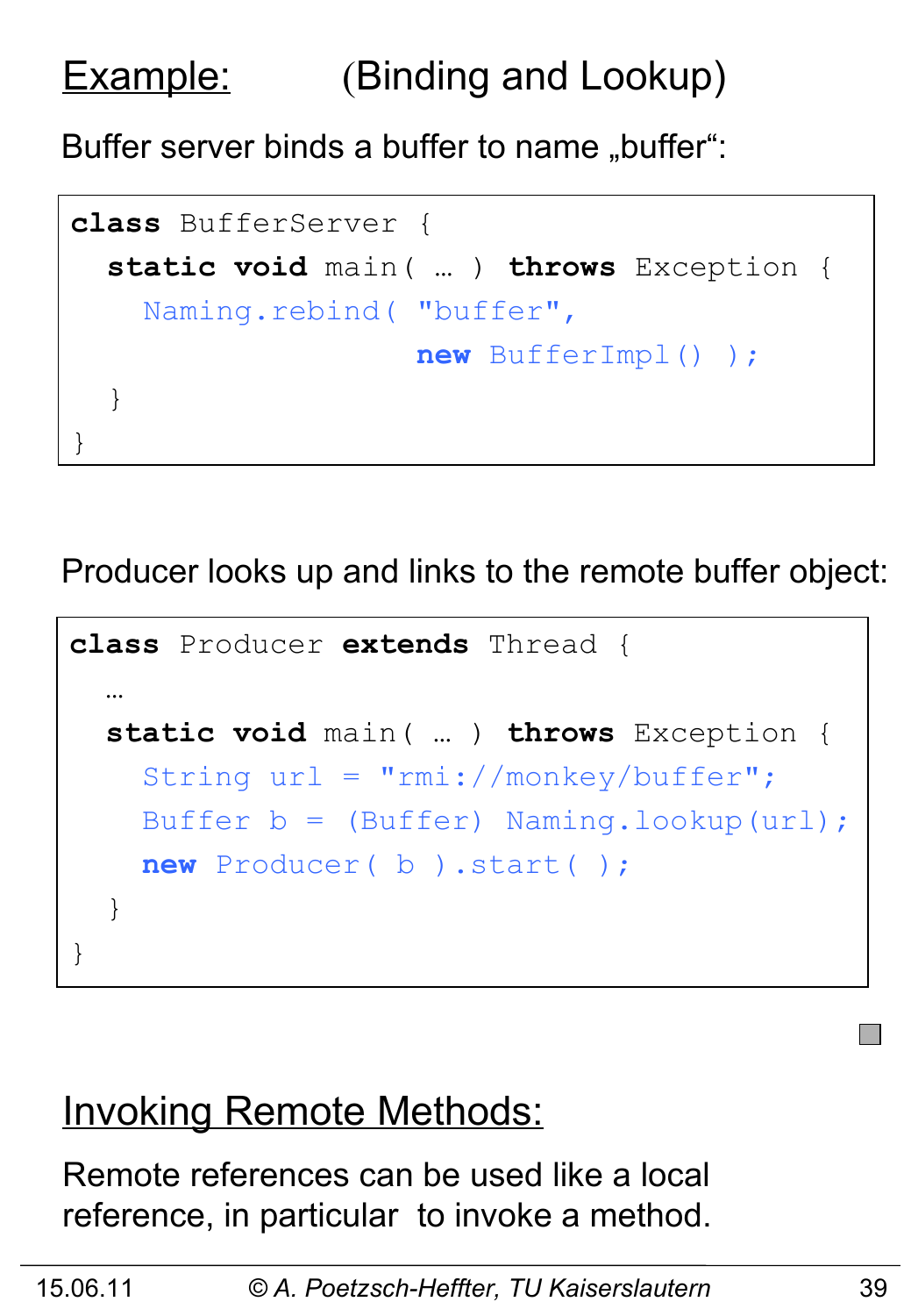## Example: (Binding and Lookup)

Buffer server binds a buffer to name „buffer“:

```
class BufferServer {
  static void main( … ) throws Exception {
    Naming.rebind( "buffer",
                   new BufferImpl() );
  }
}
```

Producer looks up and links to the remote buffer object:

```
class Producer extends Thread {
  …
  static void main( … ) throws Exception {
    String url = "rmi://monkey/buffer";
    Buffer b = (Buffer) Naming.lookup(url);
    new Producer( b ).start( );
  }
}
```

## Invoking Remote Methods:

Remote references can be used like a local reference, in particular to invoke a method.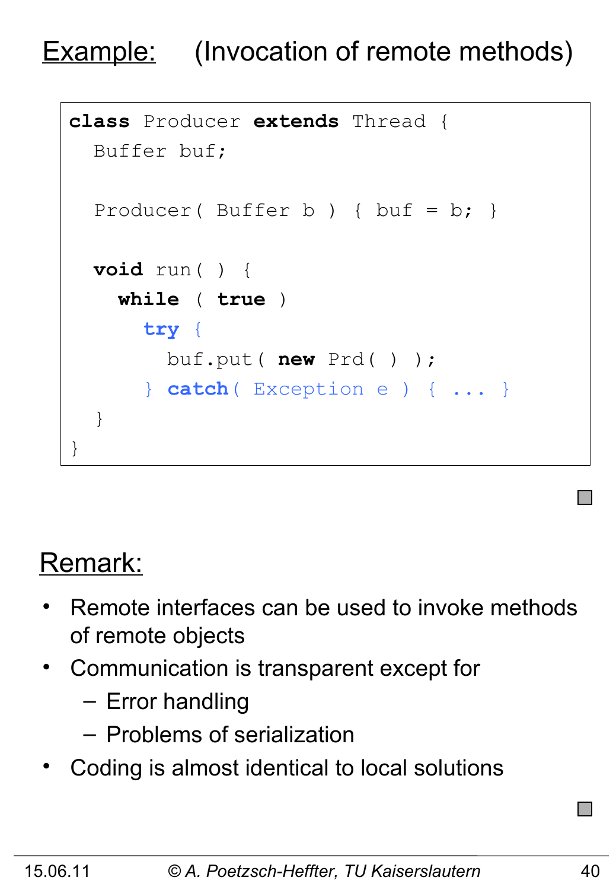## Example: (Invocation of remote methods)

```
class Producer extends Thread {
  Buffer buf;

  Producer( Buffer b ) { buf = b; }

  void run( ) {
    while ( true )
      try {
        buf.put( new Prd( ) );
      } catch( Exception e ) { ... }
  }
}
```

## Remark:

- Remote interfaces can be used to invoke methods of remote objects
- Communication is transparent except for
  - Error handling
  - Problems of serialization
- Coding is almost identical to local solutions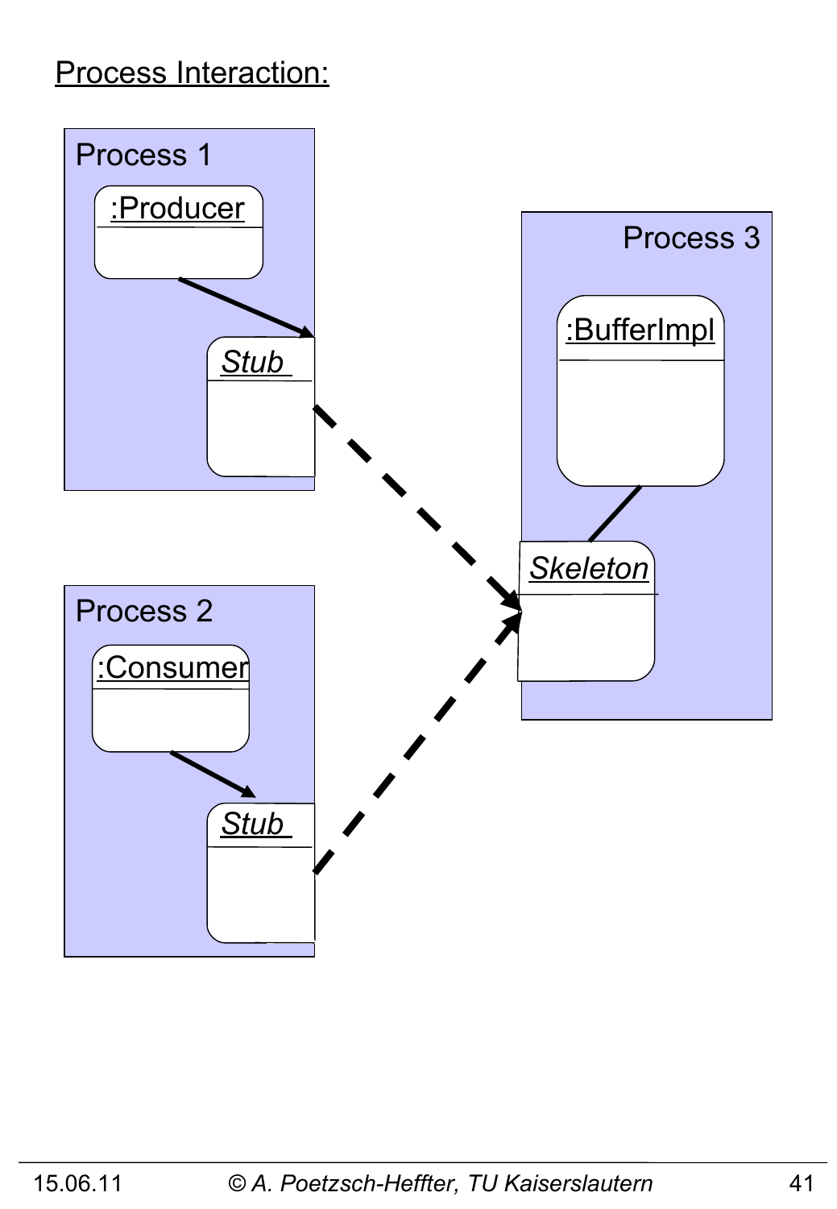Process Interaction:

Process 1

:Producer

Stub

Process 2

:Consumer

Stub

Process 3

:BufferImpl

Skeleton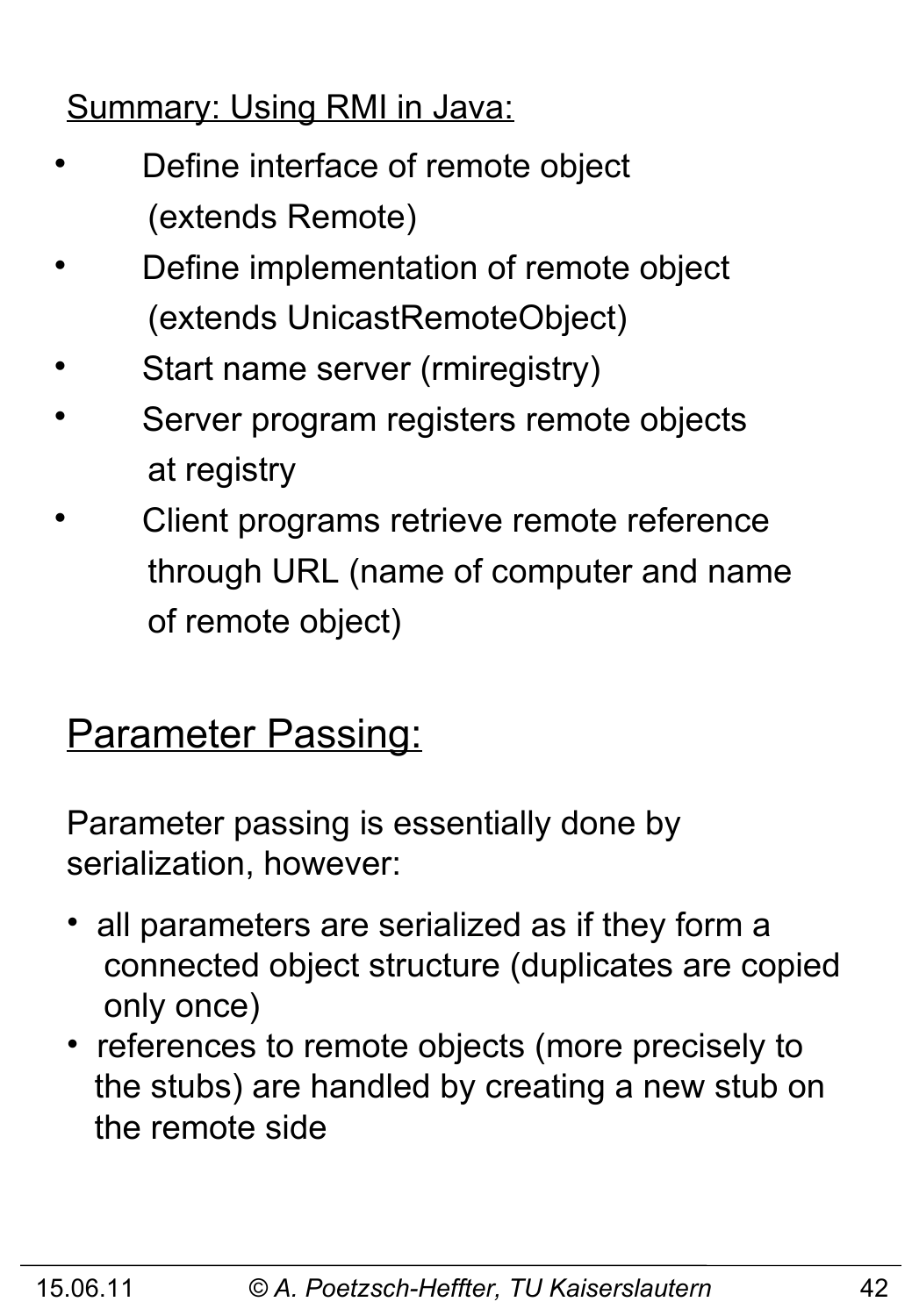Summary: Using RMI in Java:

- Define interface of remote object (extends Remote)
- Define implementation of remote object (extends UnicastRemoteObject)
- Start name server (rmiregistry)
- Server program registers remote objects at registry
- Client programs retrieve remote reference through URL (name of computer and name of remote object)

## Parameter Passing:

Parameter passing is essentially done by serialization, however:

- all parameters are serialized as if they form a connected object structure (duplicates are copied only once)
- references to remote objects (more precisely to the stubs) are handled by creating a new stub on the remote side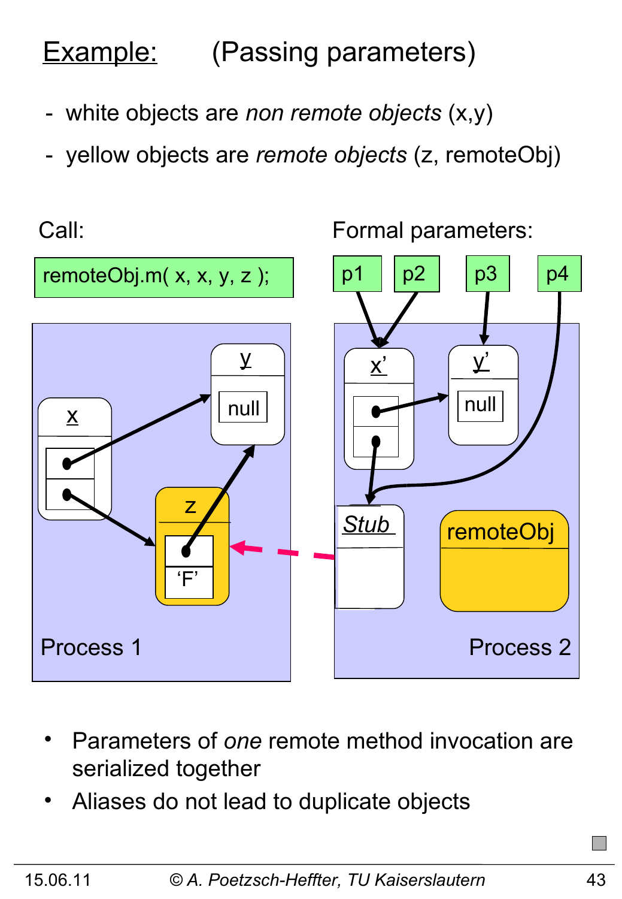# Example: (Passing parameters)

- white objects are *non remote objects* (x,y)
- yellow objects are *remote objects* (z, remoteObj)

Call:

```
remoteObj.m( x, x, y, z );
```

Formal parameters:

p1 p2 p3 p4

x
y
null
z
'F'
Process 1

x'
y'
null
Stub
remoteObj
Process 2

- Parameters of *one* remote method invocation are serialized together
- Aliases do not lead to duplicate objects